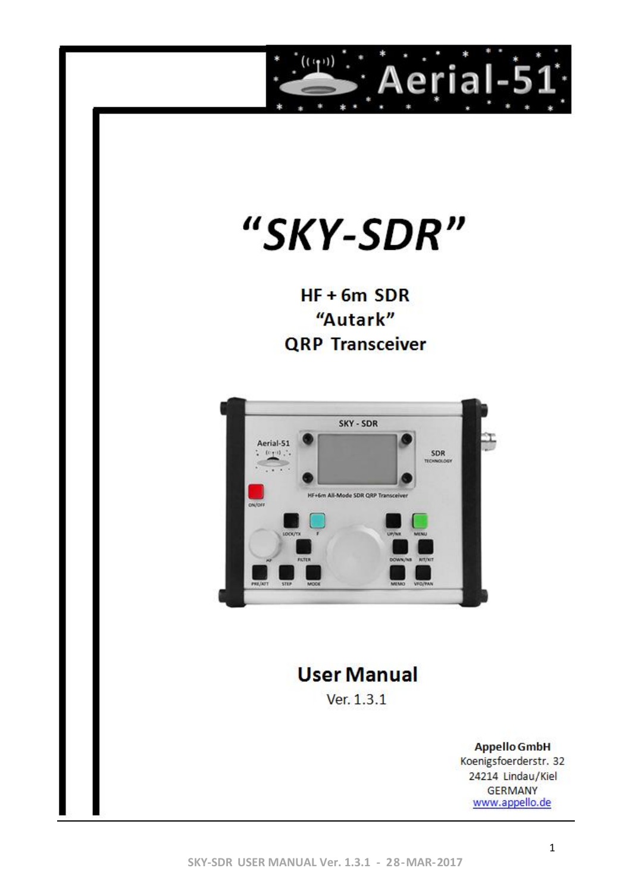Aerial-51

# "SKY-SDR"

## HF + 6m SDR
## "Autark"
## QRP Transceiver

# User Manual

Ver. 1.3.1

**Appello GmbH**
Koenigsfoerderstr. 32
24214 Lindau/Kiel
GERMANY
www.appello.de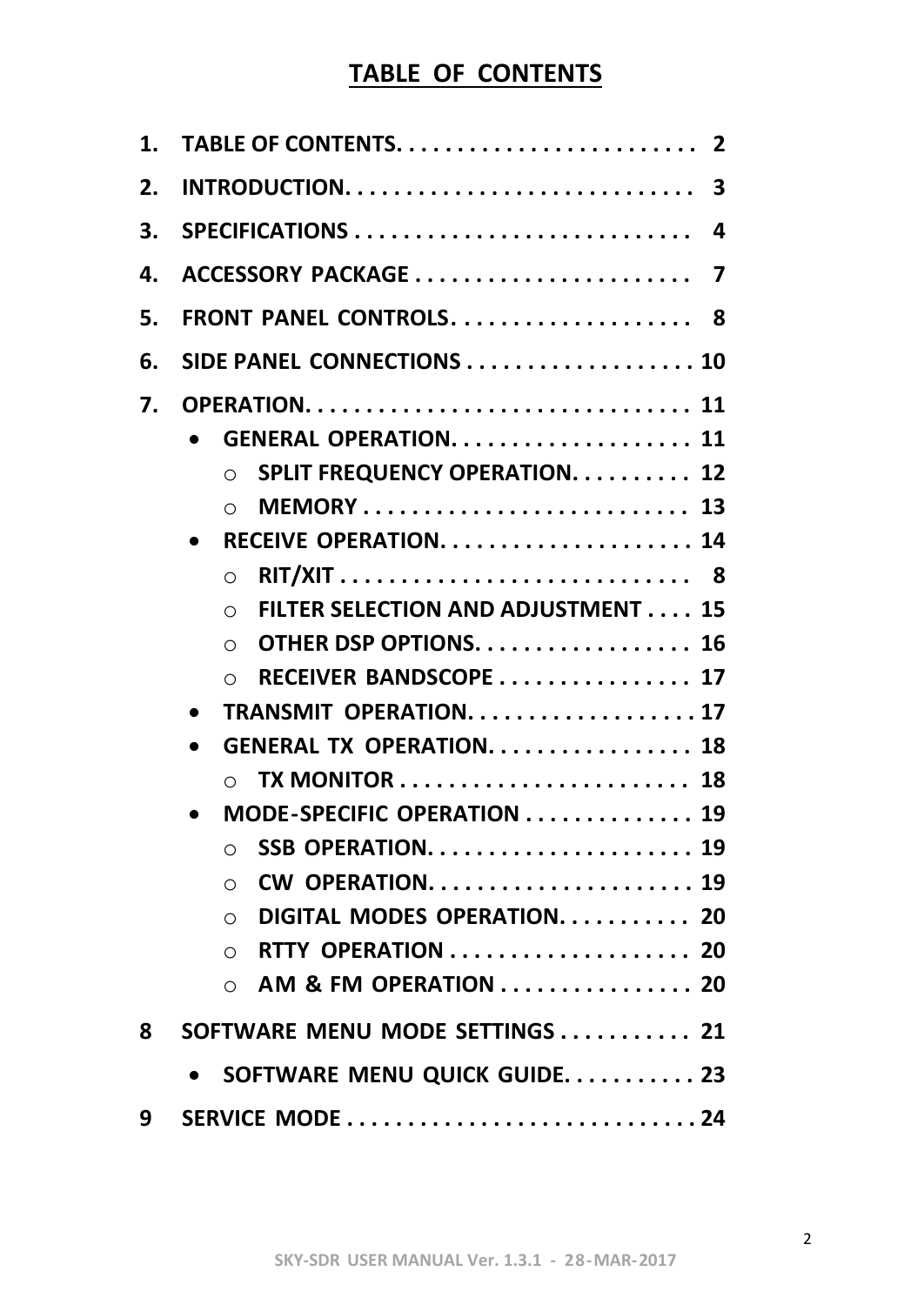# TABLE OF CONTENTS

1. TABLE OF CONTENTS. . . . . . . . . . . . . . . . . . . . . . . . . 2
2. INTRODUCTION. . . . . . . . . . . . . . . . . . . . . . . . . . . . 3
3. SPECIFICATIONS . . . . . . . . . . . . . . . . . . . . . . . . . . . 4
4. ACCESSORY PACKAGE . . . . . . . . . . . . . . . . . . . . . . . 7
5. FRONT PANEL CONTROLS. . . . . . . . . . . . . . . . . . . 8
6. SIDE PANEL CONNECTIONS . . . . . . . . . . . . . . . . . . 10
7. OPERATION. . . . . . . . . . . . . . . . . . . . . . . . . . . . . . . 11
   - GENERAL OPERATION. . . . . . . . . . . . . . . . . . . . 11
     - SPLIT FREQUENCY OPERATION. . . . . . . . . . 12
     - MEMORY . . . . . . . . . . . . . . . . . . . . . . . . . . . 13
   - RECEIVE OPERATION. . . . . . . . . . . . . . . . . . . . . 14
     - RIT/XIT . . . . . . . . . . . . . . . . . . . . . . . . . . . . 8
     - FILTER SELECTION AND ADJUSTMENT . . . . 15
     - OTHER DSP OPTIONS. . . . . . . . . . . . . . . . . . 16
     - RECEIVER BANDSCOPE . . . . . . . . . . . . . . . . 17
   - TRANSMIT OPERATION. . . . . . . . . . . . . . . . . . . 17
   - GENERAL TX OPERATION. . . . . . . . . . . . . . . . . 18
     - TX MONITOR . . . . . . . . . . . . . . . . . . . . . . . . 18
   - MODE-SPECIFIC OPERATION . . . . . . . . . . . . . . 19
     - SSB OPERATION. . . . . . . . . . . . . . . . . . . . . . 19
     - CW OPERATION. . . . . . . . . . . . . . . . . . . . . . 19
     - DIGITAL MODES OPERATION. . . . . . . . . . . 20
     - RTTY OPERATION . . . . . . . . . . . . . . . . . . . . 20
     - AM & FM OPERATION . . . . . . . . . . . . . . . . 20

8 SOFTWARE MENU MODE SETTINGS . . . . . . . . . . . 21
   - SOFTWARE MENU QUICK GUIDE. . . . . . . . . . . 23

9 SERVICE MODE . . . . . . . . . . . . . . . . . . . . . . . . . . . . 24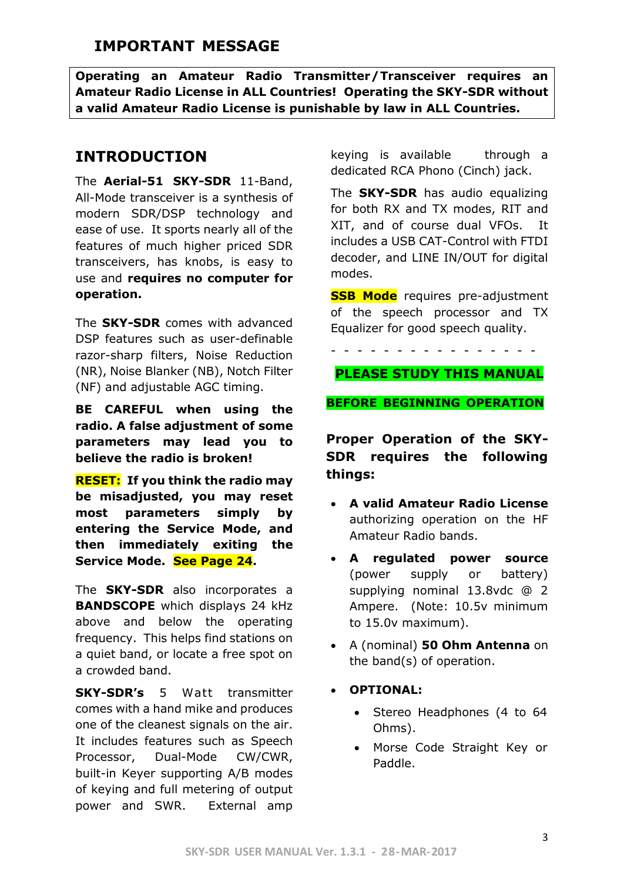## IMPORTANT MESSAGE

**Operating an Amateur Radio Transmitter/Transceiver requires an Amateur Radio License in ALL Countries! Operating the SKY-SDR without a valid Amateur Radio License is punishable by law in ALL Countries.**

## INTRODUCTION

The **Aerial-51 SKY-SDR** 11-Band, All-Mode transceiver is a synthesis of modern SDR/DSP technology and ease of use. It sports nearly all of the features of much higher priced SDR transceivers, has knobs, is easy to use and **requires no computer for operation.**

The **SKY-SDR** comes with advanced DSP features such as user-definable razor-sharp filters, Noise Reduction (NR), Noise Blanker (NB), Notch Filter (NF) and adjustable AGC timing.

**BE CAREFUL when using the radio. A false adjustment of some parameters may lead you to believe the radio is broken!**

**RESET: If you think the radio may be misadjusted, you may reset most parameters simply by entering the Service Mode, and then immediately exiting the Service Mode. See Page 24.**

The **SKY-SDR** also incorporates a **BANDSCOPE** which displays 24 kHz above and below the operating frequency. This helps find stations on a quiet band, or locate a free spot on a crowded band.

**SKY-SDR's** 5 Watt transmitter comes with a hand mike and produces one of the cleanest signals on the air. It includes features such as Speech Processor, Dual-Mode CW/CWR, built-in Keyer supporting A/B modes of keying and full metering of output power and SWR. External amp keying is available through a dedicated RCA Phono (Cinch) jack.

The **SKY-SDR** has audio equalizing for both RX and TX modes, RIT and XIT, and of course dual VFOs. It includes a USB CAT-Control with FTDI decoder, and LINE IN/OUT for digital modes.

**SSB Mode** requires pre-adjustment of the speech processor and TX Equalizer for good speech quality.

\- - - - - - - - - - - - - - - -

**PLEASE STUDY THIS MANUAL**

**BEFORE BEGINNING OPERATION**

**Proper Operation of the SKY-SDR requires the following things:**

- **A valid Amateur Radio License** authorizing operation on the HF Amateur Radio bands.
- **A regulated power source** (power supply or battery) supplying nominal 13.8vdc @ 2 Ampere. (Note: 10.5v minimum to 15.0v maximum).
- A (nominal) **50 Ohm Antenna** on the band(s) of operation.
- **OPTIONAL:**
  - Stereo Headphones (4 to 64 Ohms).
  - Morse Code Straight Key or Paddle.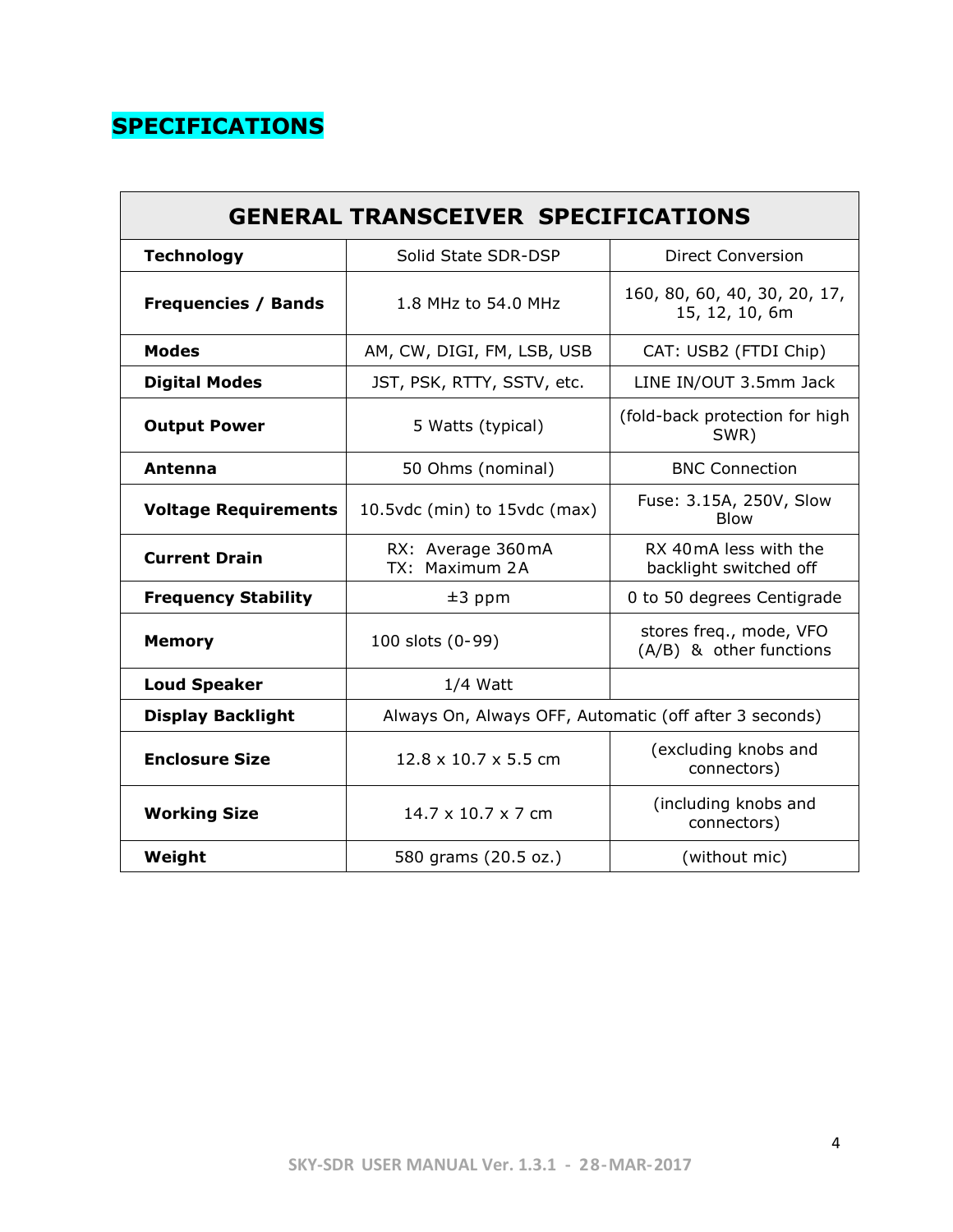# SPECIFICATIONS

| GENERAL TRANSCEIVER SPECIFICATIONS | | |
|---|---|---|
| **Technology** | Solid State SDR-DSP | Direct Conversion |
| **Frequencies / Bands** | 1.8 MHz to 54.0 MHz | 160, 80, 60, 40, 30, 20, 17, 15, 12, 10, 6m |
| **Modes** | AM, CW, DIGI, FM, LSB, USB | CAT: USB2 (FTDI Chip) |
| **Digital Modes** | JST, PSK, RTTY, SSTV, etc. | LINE IN/OUT 3.5mm Jack |
| **Output Power** | 5 Watts (typical) | (fold-back protection for high SWR) |
| **Antenna** | 50 Ohms (nominal) | BNC Connection |
| **Voltage Requirements** | 10.5vdc (min) to 15vdc (max) | Fuse: 3.15A, 250V, Slow Blow |
| **Current Drain** | RX: Average 360mA<br>TX: Maximum 2A | RX 40mA less with the backlight switched off |
| **Frequency Stability** | ±3 ppm | 0 to 50 degrees Centigrade |
| **Memory** | 100 slots (0-99) | stores freq., mode, VFO (A/B) & other functions |
| **Loud Speaker** | 1/4 Watt | |
| **Display Backlight** | Always On, Always OFF, Automatic (off after 3 seconds) | |
| **Enclosure Size** | 12.8 x 10.7 x 5.5 cm | (excluding knobs and connectors) |
| **Working Size** | 14.7 x 10.7 x 7 cm | (including knobs and connectors) |
| **Weight** | 580 grams (20.5 oz.) | (without mic) |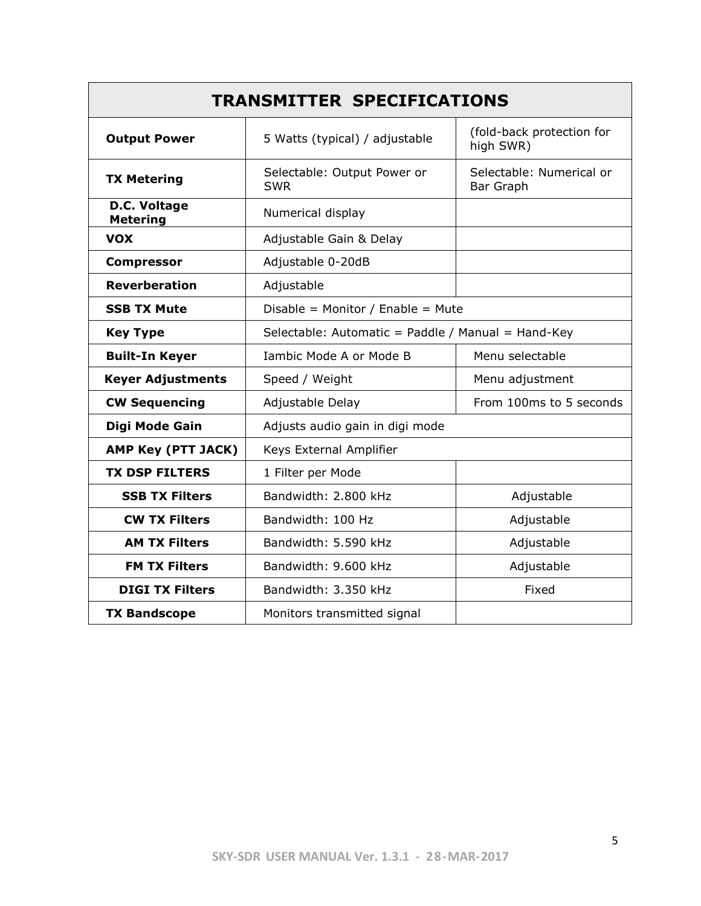| TRANSMITTER SPECIFICATIONS | | |
|---|---|---|
| **Output Power** | 5 Watts (typical) / adjustable | (fold-back protection for high SWR) |
| **TX Metering** | Selectable: Output Power or SWR | Selectable: Numerical or Bar Graph |
| **D.C. Voltage Metering** | Numerical display | |
| **VOX** | Adjustable Gain & Delay | |
| **Compressor** | Adjustable 0-20dB | |
| **Reverberation** | Adjustable | |
| **SSB TX Mute** | Disable = Monitor / Enable = Mute | |
| **Key Type** | Selectable: Automatic = Paddle / Manual = Hand-Key | |
| **Built-In Keyer** | Iambic Mode A or Mode B | Menu selectable |
| **Keyer Adjustments** | Speed / Weight | Menu adjustment |
| **CW Sequencing** | Adjustable Delay | From 100ms to 5 seconds |
| **Digi Mode Gain** | Adjusts audio gain in digi mode | |
| **AMP Key (PTT JACK)** | Keys External Amplifier | |
| **TX DSP FILTERS** | 1 Filter per Mode | |
| **SSB TX Filters** | Bandwidth: 2.800 kHz | Adjustable |
| **CW TX Filters** | Bandwidth: 100 Hz | Adjustable |
| **AM TX Filters** | Bandwidth: 5.590 kHz | Adjustable |
| **FM TX Filters** | Bandwidth: 9.600 kHz | Adjustable |
| **DIGI TX Filters** | Bandwidth: 3.350 kHz | Fixed |
| **TX Bandscope** | Monitors transmitted signal | |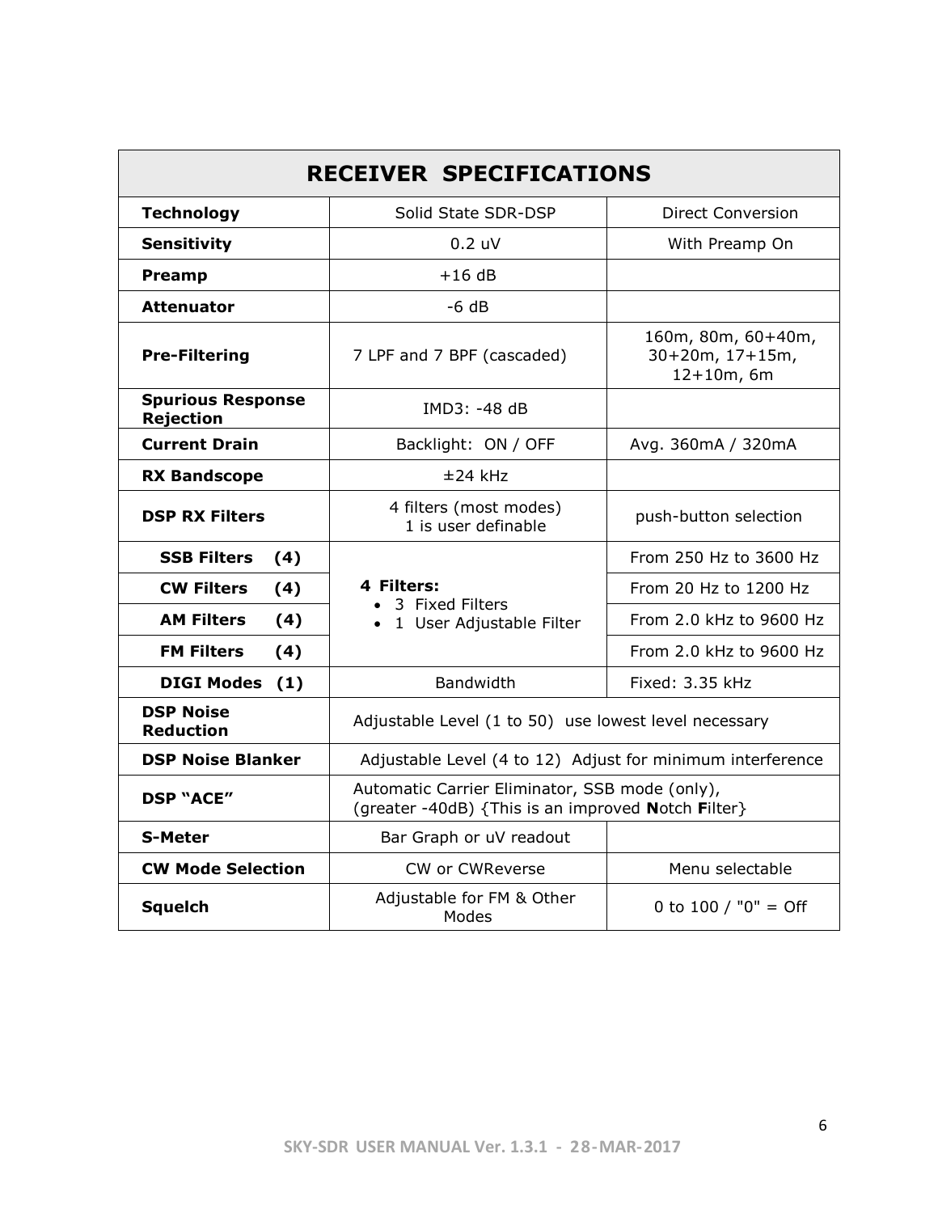| **RECEIVER SPECIFICATIONS** | | |
|---|---|---|
| **Technology** | Solid State SDR-DSP | Direct Conversion |
| **Sensitivity** | 0.2 uV | With Preamp On |
| **Preamp** | +16 dB | |
| **Attenuator** | -6 dB | |
| **Pre-Filtering** | 7 LPF and 7 BPF (cascaded) | 160m, 80m, 60+40m, 30+20m, 17+15m, 12+10m, 6m |
| **Spurious Response Rejection** | IMD3: -48 dB | |
| **Current Drain** | Backlight: ON / OFF | Avg. 360mA / 320mA |
| **RX Bandscope** | ±24 kHz | |
| **DSP RX Filters** | 4 filters (most modes) 1 is user definable | push-button selection |
| **SSB Filters (4)** | **4 Filters:** • 3 Fixed Filters • 1 User Adjustable Filter | From 250 Hz to 3600 Hz |
| **CW Filters (4)** | | From 20 Hz to 1200 Hz |
| **AM Filters (4)** | | From 2.0 kHz to 9600 Hz |
| **FM Filters (4)** | | From 2.0 kHz to 9600 Hz |
| **DIGI Modes (1)** | Bandwidth | Fixed: 3.35 kHz |
| **DSP Noise Reduction** | Adjustable Level (1 to 50) use lowest level necessary | |
| **DSP Noise Blanker** | Adjustable Level (4 to 12) Adjust for minimum interference | |
| **DSP "ACE"** | Automatic Carrier Eliminator, SSB mode (only), (greater -40dB) {This is an improved **N**otch **F**ilter} | |
| **S-Meter** | Bar Graph or uV readout | |
| **CW Mode Selection** | CW or CWReverse | Menu selectable |
| **Squelch** | Adjustable for FM & Other Modes | 0 to 100 / "0" = Off |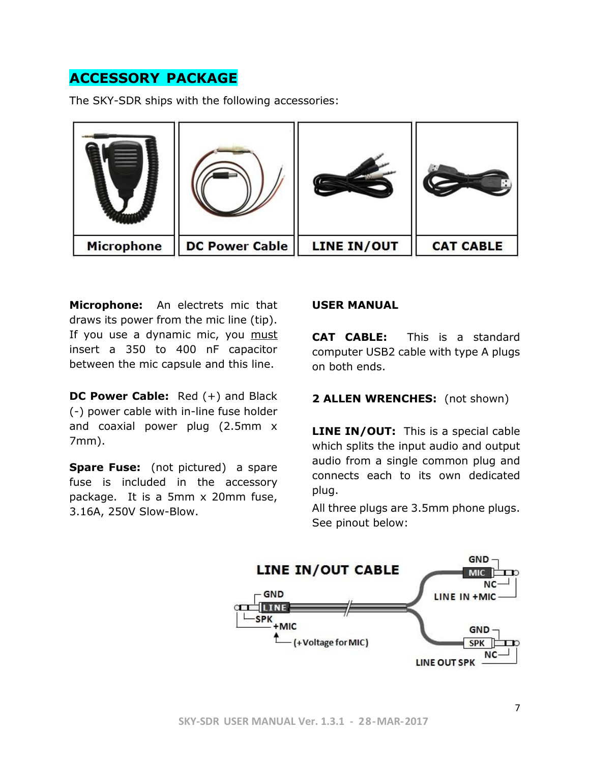## ACCESSORY PACKAGE

The SKY-SDR ships with the following accessories:

| Microphone | DC Power Cable | LINE IN/OUT | CAT CABLE |
|---|---|---|---|

**Microphone:** An electrets mic that draws its power from the mic line (tip). If you use a dynamic mic, you must insert a 350 to 400 nF capacitor between the mic capsule and this line.

**DC Power Cable:** Red (+) and Black (-) power cable with in-line fuse holder and coaxial power plug (2.5mm x 7mm).

**Spare Fuse:** (not pictured) a spare fuse is included in the accessory package. It is a 5mm x 20mm fuse, 3.16A, 250V Slow-Blow.

**USER MANUAL**

**CAT CABLE:** This is a standard computer USB2 cable with type A plugs on both ends.

**2 ALLEN WRENCHES:** (not shown)

**LINE IN/OUT:** This is a special cable which splits the input audio and output audio from a single common plug and connects each to its own dedicated plug.

All three plugs are 3.5mm phone plugs. See pinout below:

LINE IN/OUT CABLE

LINE: GND, SPK, +MIC (+Voltage for MIC)

LINE IN +MIC: GND, MIC, NC

LINE OUT SPK: GND, SPK, NC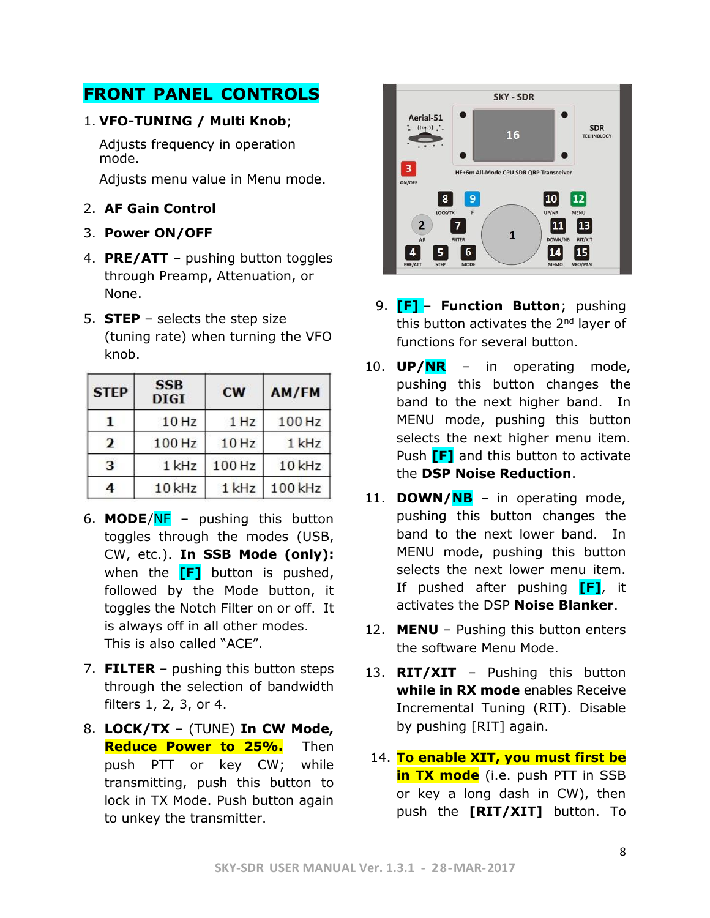# FRONT PANEL CONTROLS

1. **VFO-TUNING / Multi Knob**;

   Adjusts frequency in operation mode.

   Adjusts menu value in Menu mode.

2. **AF Gain Control**
3. **Power ON/OFF**
4. **PRE/ATT** – pushing button toggles through Preamp, Attenuation, or None.
5. **STEP** – selects the step size (tuning rate) when turning the VFO knob.

| STEP | SSB DIGI | CW | AM/FM |
|---|---|---|---|
| 1 | 10 Hz | 1 Hz | 100 Hz |
| 2 | 100 Hz | 10 Hz | 1 kHz |
| 3 | 1 kHz | 100 Hz | 10 kHz |
| 4 | 10 kHz | 1 kHz | 100 kHz |

6. **MODE**/NF – pushing this button toggles through the modes (USB, CW, etc.). **In SSB Mode (only):** when the **[F]** button is pushed, followed by the Mode button, it toggles the Notch Filter on or off. It is always off in all other modes. This is also called "ACE".
7. **FILTER** – pushing this button steps through the selection of bandwidth filters 1, 2, 3, or 4.
8. **LOCK/TX** – (TUNE) **In CW Mode, Reduce Power to 25%.** Then push PTT or key CW; while transmitting, push this button to lock in TX Mode. Push button again to unkey the transmitter.

9. **[F]** – **Function Button**; pushing this button activates the 2nd layer of functions for several button.
10. **UP/NR** – in operating mode, pushing this button changes the band to the next higher band. In MENU mode, pushing this button selects the next higher menu item. Push **[F]** and this button to activate the **DSP Noise Reduction**.
11. **DOWN/NB** – in operating mode, pushing this button changes the band to the next lower band. In MENU mode, pushing this button selects the next lower menu item. If pushed after pushing **[F]**, it activates the DSP **Noise Blanker**.
12. **MENU** – Pushing this button enters the software Menu Mode.
13. **RIT/XIT** – Pushing this button **while in RX mode** enables Receive Incremental Tuning (RIT). Disable by pushing [RIT] again.
14. **To enable XIT, you must first be in TX mode** (i.e. push PTT in SSB or key a long dash in CW), then push the **[RIT/XIT]** button. To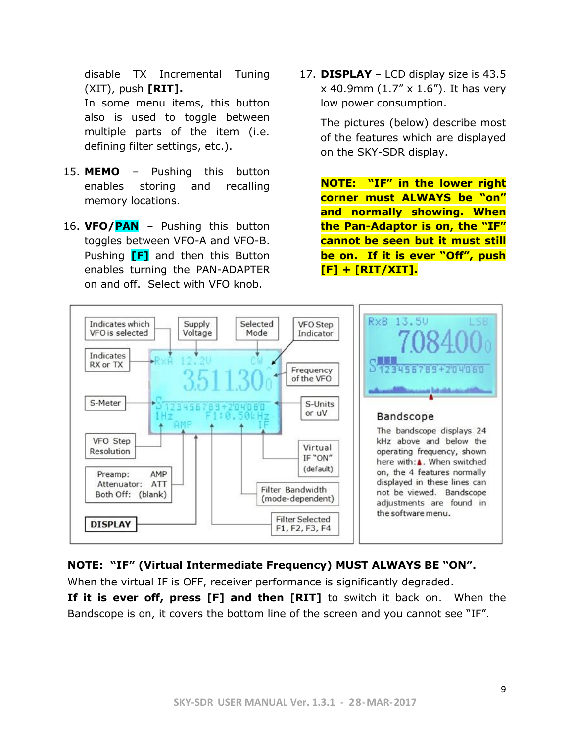disable TX Incremental Tuning (XIT), push **[RIT].**
In some menu items, this button also is used to toggle between multiple parts of the item (i.e. defining filter settings, etc.).

15. **MEMO** – Pushing this button enables storing and recalling memory locations.

16. **VFO/PAN** – Pushing this button toggles between VFO-A and VFO-B. Pushing **[F]** and then this Button enables turning the PAN-ADAPTER on and off. Select with VFO knob.

17. **DISPLAY** – LCD display size is 43.5 x 40.9mm (1.7" x 1.6"). It has very low power consumption.

    The pictures (below) describe most of the features which are displayed on the SKY-SDR display.

    **NOTE: "IF" in the lower right corner must ALWAYS be "on" and normally showing. When the Pan-Adaptor is on, the "IF" cannot be seen but it must still be on. If it is ever "Off", push [F] + [RIT/XIT].**

Indicates which VFO is selected | Supply Voltage | Selected Mode | VFO Step Indicator | Indicates RX or TX | Frequency of the VFO | S-Meter | S-Units or uV | VFO Step Resolution | Virtual IF "ON" (default) | Preamp: AMP, Attenuator: ATT, Both Off: (blank) | Filter Bandwidth (mode-dependent) | **DISPLAY** | Filter Selected F1, F2, F3, F4

**Bandscope**

The bandscope displays 24 kHz above and below the operating frequency, shown here with: ▲. When switched on, the 4 features normally displayed in these lines can not be viewed. Bandscope adjustments are found in the software menu.

**NOTE: "IF" (Virtual Intermediate Frequency) MUST ALWAYS BE "ON".**
When the virtual IF is OFF, receiver performance is significantly degraded.
**If it is ever off, press [F] and then [RIT]** to switch it back on. When the Bandscope is on, it covers the bottom line of the screen and you cannot see "IF".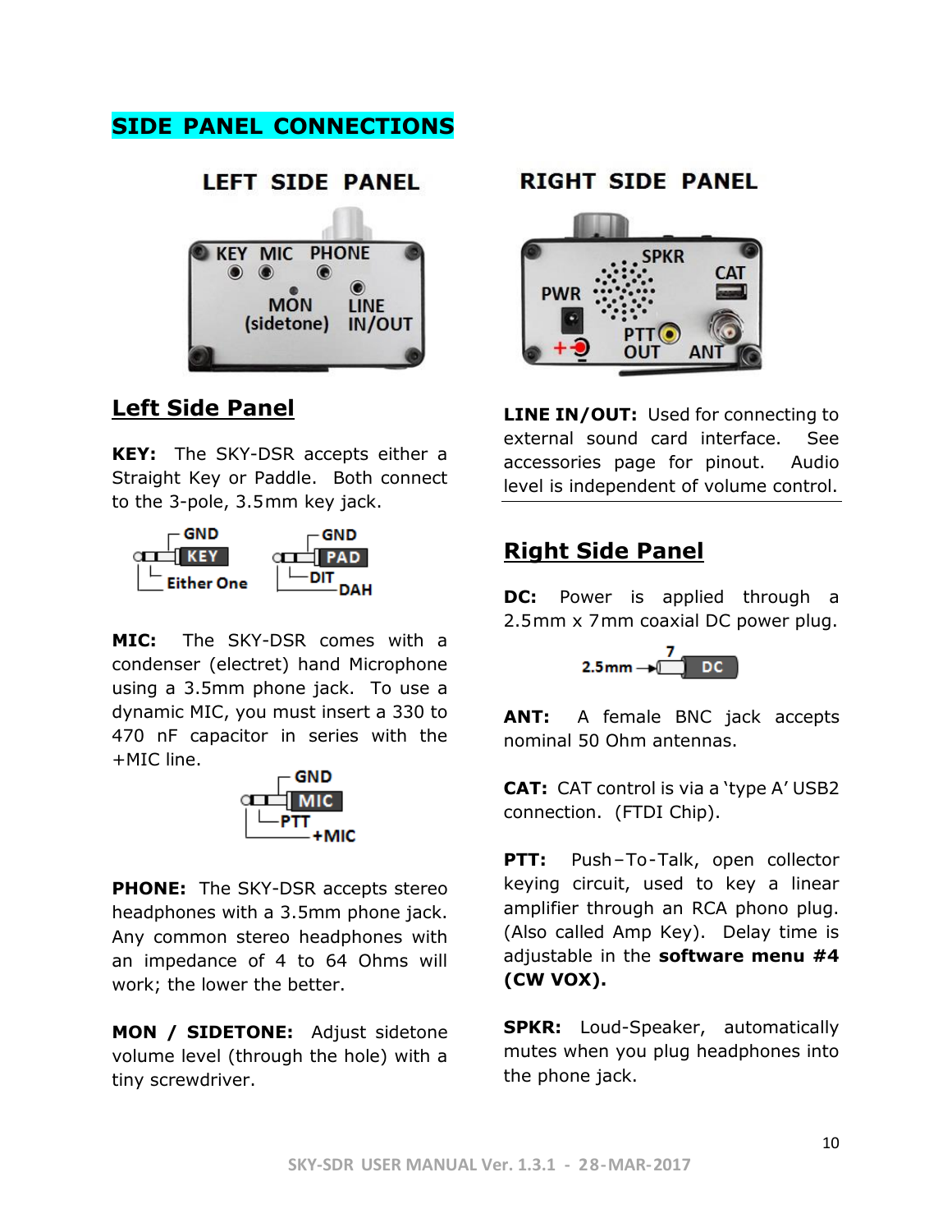# SIDE PANEL CONNECTIONS

## Left Side Panel

**KEY:** The SKY-DSR accepts either a Straight Key or Paddle. Both connect to the 3-pole, 3.5mm key jack.

**MIC:** The SKY-DSR comes with a condenser (electret) hand Microphone using a 3.5mm phone jack. To use a dynamic MIC, you must insert a 330 to 470 nF capacitor in series with the +MIC line.

**PHONE:** The SKY-DSR accepts stereo headphones with a 3.5mm phone jack. Any common stereo headphones with an impedance of 4 to 64 Ohms will work; the lower the better.

**MON / SIDETONE:** Adjust sidetone volume level (through the hole) with a tiny screwdriver.

**LINE IN/OUT:** Used for connecting to external sound card interface. See accessories page for pinout. Audio level is independent of volume control.

## Right Side Panel

**DC:** Power is applied through a 2.5mm x 7mm coaxial DC power plug.

**ANT:** A female BNC jack accepts nominal 50 Ohm antennas.

**CAT:** CAT control is via a 'type A' USB2 connection. (FTDI Chip).

**PTT:** Push–To-Talk, open collector keying circuit, used to key a linear amplifier through an RCA phono plug. (Also called Amp Key). Delay time is adjustable in the **software menu #4 (CW VOX).**

**SPKR:** Loud-Speaker, automatically mutes when you plug headphones into the phone jack.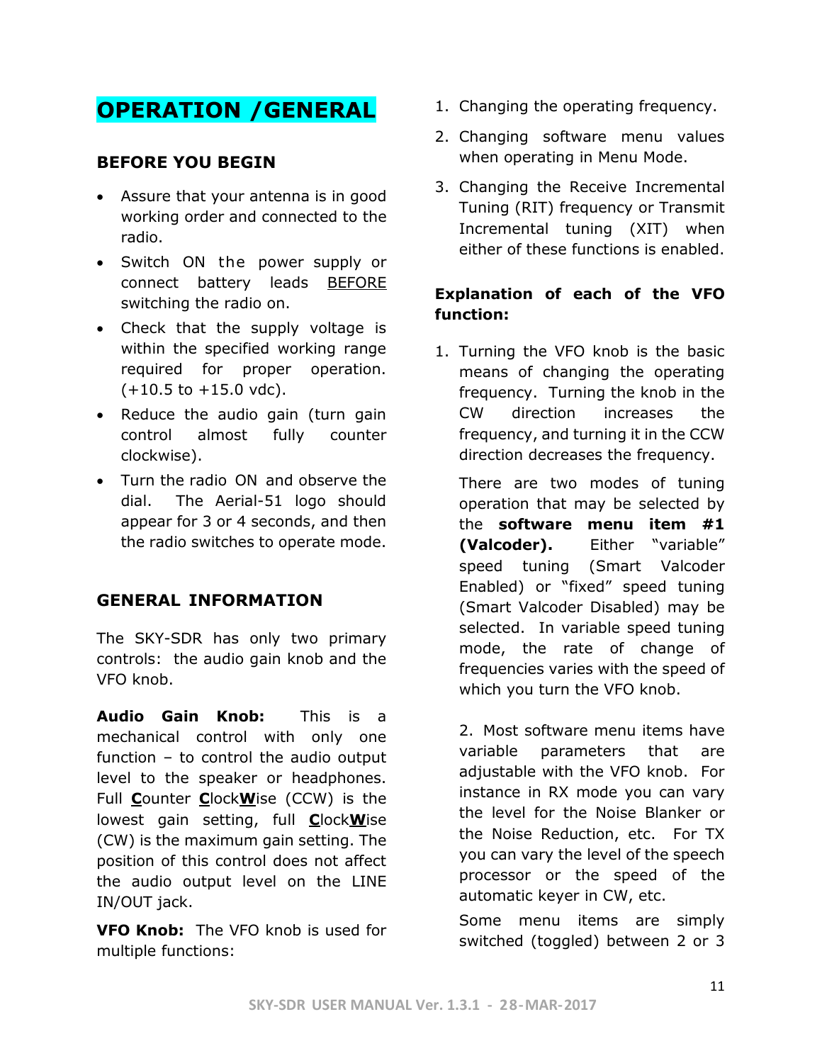# OPERATION /GENERAL

## BEFORE YOU BEGIN

- Assure that your antenna is in good working order and connected to the radio.
- Switch ON the power supply or connect battery leads BEFORE switching the radio on.
- Check that the supply voltage is within the specified working range required for proper operation. (+10.5 to +15.0 vdc).
- Reduce the audio gain (turn gain control almost fully counter clockwise).
- Turn the radio ON and observe the dial. The Aerial-51 logo should appear for 3 or 4 seconds, and then the radio switches to operate mode.

## GENERAL INFORMATION

The SKY-SDR has only two primary controls: the audio gain knob and the VFO knob.

**Audio Gain Knob:** This is a mechanical control with only one function – to control the audio output level to the speaker or headphones. Full **C**ounter **C**lock**W**ise (CCW) is the lowest gain setting, full **C**lock**W**ise (CW) is the maximum gain setting. The position of this control does not affect the audio output level on the LINE IN/OUT jack.

**VFO Knob:** The VFO knob is used for multiple functions:

1. Changing the operating frequency.
2. Changing software menu values when operating in Menu Mode.
3. Changing the Receive Incremental Tuning (RIT) frequency or Transmit Incremental tuning (XIT) when either of these functions is enabled.

**Explanation of each of the VFO function:**

1. Turning the VFO knob is the basic means of changing the operating frequency. Turning the knob in the CW direction increases the frequency, and turning it in the CCW direction decreases the frequency.

   There are two modes of tuning operation that may be selected by the **software menu item #1 (Valcoder).** Either "variable" speed tuning (Smart Valcoder Enabled) or "fixed" speed tuning (Smart Valcoder Disabled) may be selected. In variable speed tuning mode, the rate of change of frequencies varies with the speed of which you turn the VFO knob.

2. Most software menu items have variable parameters that are adjustable with the VFO knob. For instance in RX mode you can vary the level for the Noise Blanker or the Noise Reduction, etc. For TX you can vary the level of the speech processor or the speed of the automatic keyer in CW, etc.

   Some menu items are simply switched (toggled) between 2 or 3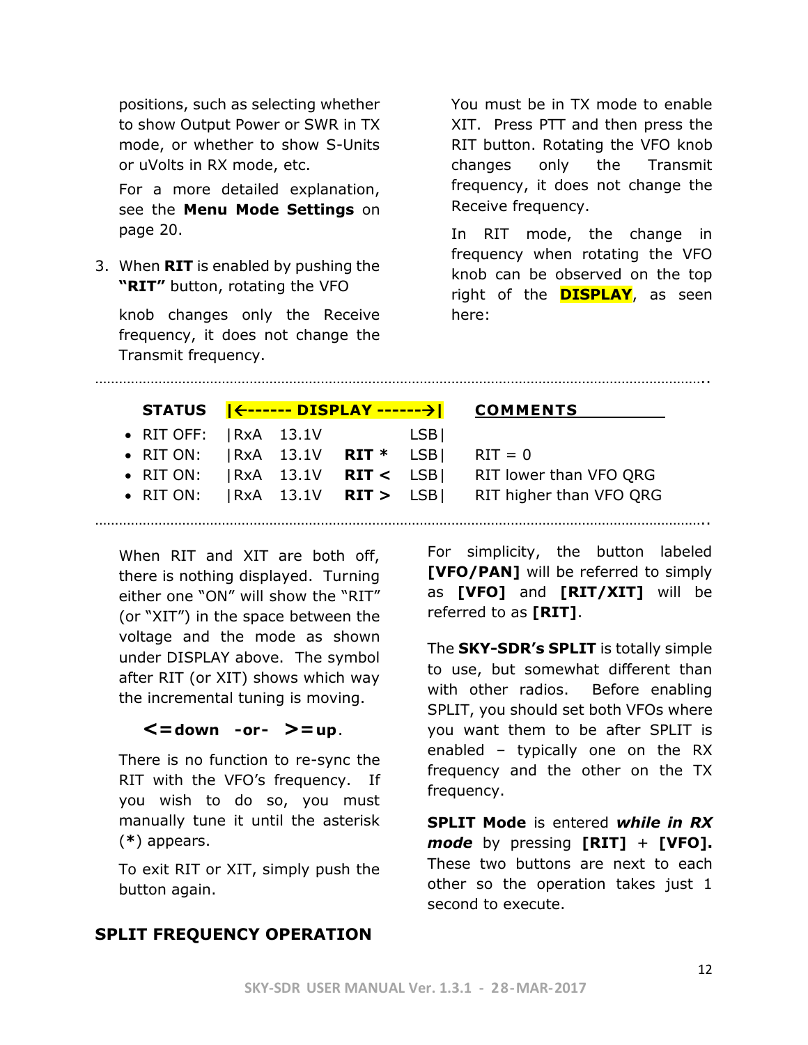positions, such as selecting whether to show Output Power or SWR in TX mode, or whether to show S-Units or uVolts in RX mode, etc.

For a more detailed explanation, see the **Menu Mode Settings** on page 20.

3. When **RIT** is enabled by pushing the **"RIT"** button, rotating the VFO

   knob changes only the Receive frequency, it does not change the Transmit frequency.

You must be in TX mode to enable XIT. Press PTT and then press the RIT button. Rotating the VFO knob changes only the Transmit frequency, it does not change the Receive frequency.

In RIT mode, the change in frequency when rotating the VFO knob can be observed on the top right of the **DISPLAY**, as seen here:

| STATUS | \|←------ DISPLAY ------→\| | | | | COMMENTS |
|---|---|---|---|---|---|
| • RIT OFF: | \|RxA | 13.1V | | LSB\| | |
| • RIT ON: | \|RxA | 13.1V | **RIT *** | LSB\| | RIT = 0 |
| • RIT ON: | \|RxA | 13.1V | **RIT <** | LSB\| | RIT lower than VFO QRG |
| • RIT ON: | \|RxA | 13.1V | **RIT >** | LSB\| | RIT higher than VFO QRG |

When RIT and XIT are both off, there is nothing displayed. Turning either one "ON" will show the "RIT" (or "XIT") in the space between the voltage and the mode as shown under DISPLAY above. The symbol after RIT (or XIT) shows which way the incremental tuning is moving.

**<=down -or- >=up**.

There is no function to re-sync the RIT with the VFO's frequency. If you wish to do so, you must manually tune it until the asterisk (*****) appears.

To exit RIT or XIT, simply push the button again.

## SPLIT FREQUENCY OPERATION

For simplicity, the button labeled **[VFO/PAN]** will be referred to simply as **[VFO]** and **[RIT/XIT]** will be referred to as **[RIT]**.

The **SKY-SDR's SPLIT** is totally simple to use, but somewhat different than with other radios. Before enabling SPLIT, you should set both VFOs where you want them to be after SPLIT is enabled – typically one on the RX frequency and the other on the TX frequency.

**SPLIT Mode** is entered ***while in RX mode*** by pressing **[RIT]** + **[VFO].** These two buttons are next to each other so the operation takes just 1 second to execute.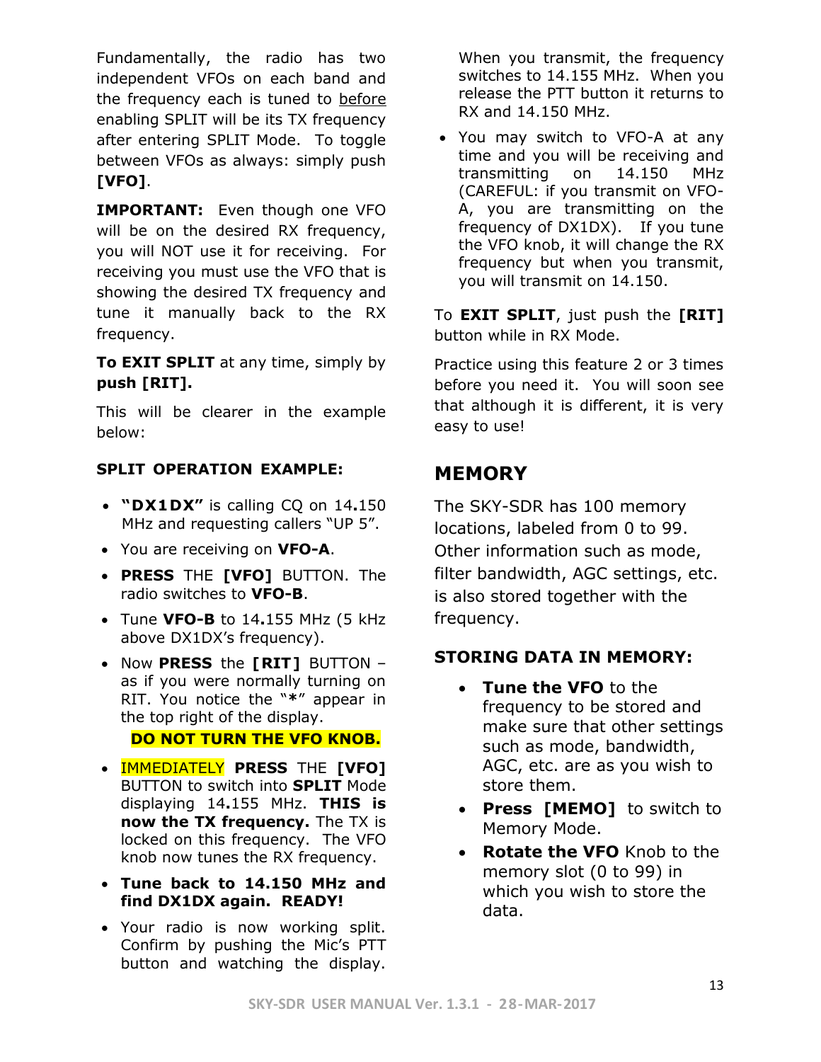Fundamentally, the radio has two independent VFOs on each band and the frequency each is tuned to before enabling SPLIT will be its TX frequency after entering SPLIT Mode. To toggle between VFOs as always: simply push **[VFO]**.

**IMPORTANT:** Even though one VFO will be on the desired RX frequency, you will NOT use it for receiving. For receiving you must use the VFO that is showing the desired TX frequency and tune it manually back to the RX frequency.

**To EXIT SPLIT** at any time, simply by **push [RIT].**

This will be clearer in the example below:

**SPLIT OPERATION EXAMPLE:**

- **"DX1DX"** is calling CQ on 14**.**150 MHz and requesting callers "UP 5".
- You are receiving on **VFO-A**.
- **PRESS** THE **[VFO]** BUTTON. The radio switches to **VFO-B**.
- Tune **VFO-B** to 14**.**155 MHz (5 kHz above DX1DX's frequency).
- Now **PRESS** the **[RIT]** BUTTON – as if you were normally turning on RIT. You notice the "**\***" appear in the top right of the display.

  **DO NOT TURN THE VFO KNOB.**
- IMMEDIATELY **PRESS** THE **[VFO]** BUTTON to switch into **SPLIT** Mode displaying 14**.**155 MHz. **THIS is now the TX frequency.** The TX is locked on this frequency. The VFO knob now tunes the RX frequency.
- **Tune back to 14.150 MHz and find DX1DX again. READY!**
- Your radio is now working split. Confirm by pushing the Mic's PTT button and watching the display. When you transmit, the frequency switches to 14.155 MHz. When you release the PTT button it returns to RX and 14.150 MHz.
- You may switch to VFO-A at any time and you will be receiving and transmitting on 14.150 MHz (CAREFUL: if you transmit on VFO-A, you are transmitting on the frequency of DX1DX). If you tune the VFO knob, it will change the RX frequency but when you transmit, you will transmit on 14.150.

To **EXIT SPLIT**, just push the **[RIT]** button while in RX Mode.

Practice using this feature 2 or 3 times before you need it. You will soon see that although it is different, it is very easy to use!

## MEMORY

The SKY-SDR has 100 memory locations, labeled from 0 to 99. Other information such as mode, filter bandwidth, AGC settings, etc. is also stored together with the frequency.

**STORING DATA IN MEMORY:**

- **Tune the VFO** to the frequency to be stored and make sure that other settings such as mode, bandwidth, AGC, etc. are as you wish to store them.
- **Press [MEMO]** to switch to Memory Mode.
- **Rotate the VFO** Knob to the memory slot (0 to 99) in which you wish to store the data.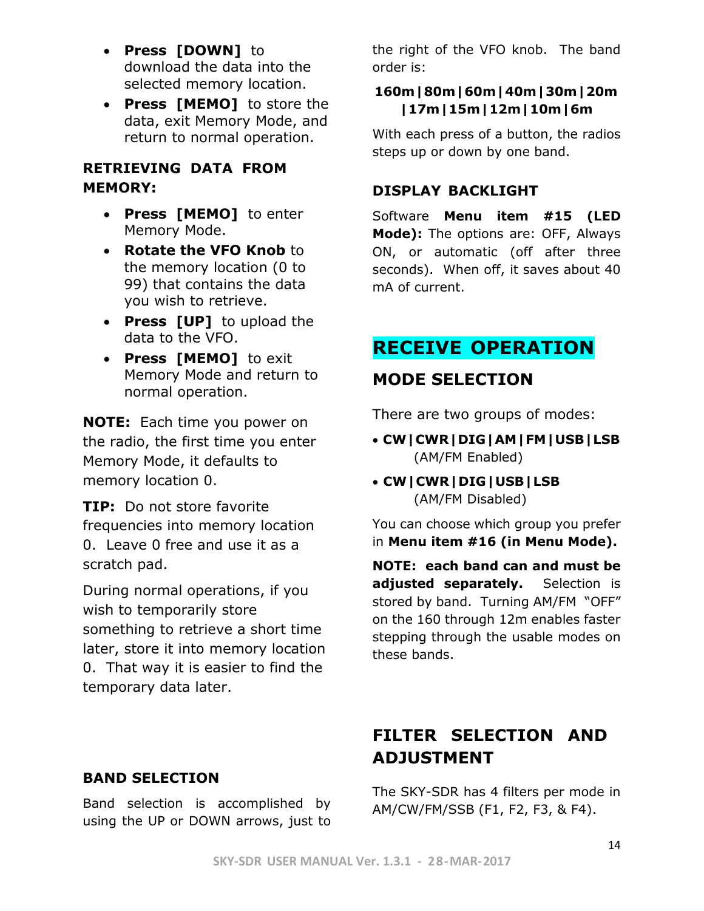- **Press [DOWN]** to download the data into the selected memory location.
- **Press [MEMO]** to store the data, exit Memory Mode, and return to normal operation.

**RETRIEVING DATA FROM MEMORY:**

- **Press [MEMO]** to enter Memory Mode.
- **Rotate the VFO Knob** to the memory location (0 to 99) that contains the data you wish to retrieve.
- **Press [UP]** to upload the data to the VFO.
- **Press [MEMO]** to exit Memory Mode and return to normal operation.

**NOTE:** Each time you power on the radio, the first time you enter Memory Mode, it defaults to memory location 0.

**TIP:** Do not store favorite frequencies into memory location 0. Leave 0 free and use it as a scratch pad.

During normal operations, if you wish to temporarily store something to retrieve a short time later, store it into memory location 0. That way it is easier to find the temporary data later.

**BAND SELECTION**

Band selection is accomplished by using the UP or DOWN arrows, just to the right of the VFO knob. The band order is:

**160m|80m|60m|40m|30m|20m|17m|15m|12m|10m|6m**

With each press of a button, the radios steps up or down by one band.

**DISPLAY BACKLIGHT**

Software **Menu item #15 (LED Mode):** The options are: OFF, Always ON, or automatic (off after three seconds). When off, it saves about 40 mA of current.

# RECEIVE OPERATION

## MODE SELECTION

There are two groups of modes:

- **CW|CWR|DIG|AM|FM|USB|LSB** (AM/FM Enabled)
- **CW|CWR|DIG|USB|LSB** (AM/FM Disabled)

You can choose which group you prefer in **Menu item #16 (in Menu Mode).**

**NOTE: each band can and must be adjusted separately.** Selection is stored by band. Turning AM/FM "OFF" on the 160 through 12m enables faster stepping through the usable modes on these bands.

## FILTER SELECTION AND ADJUSTMENT

The SKY-SDR has 4 filters per mode in AM/CW/FM/SSB (F1, F2, F3, & F4).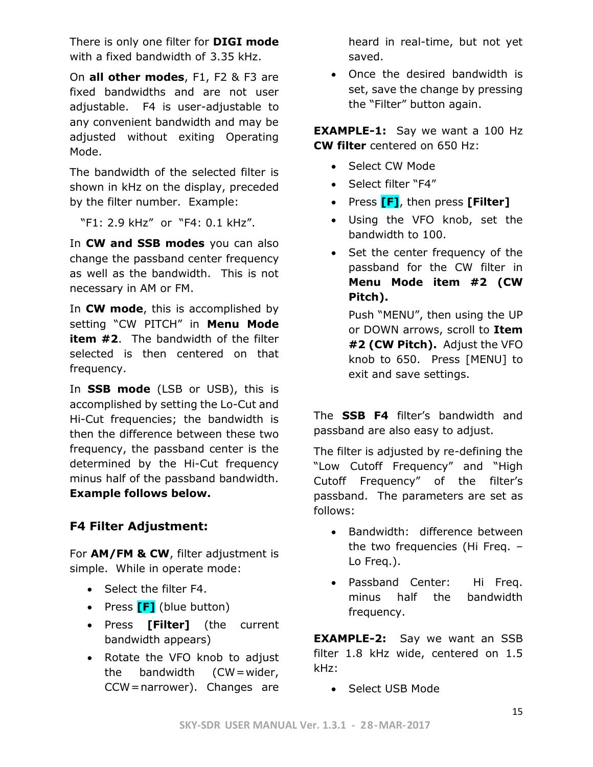There is only one filter for **DIGI mode** with a fixed bandwidth of 3.35 kHz.

On **all other modes**, F1, F2 & F3 are fixed bandwidths and are not user adjustable. F4 is user-adjustable to any convenient bandwidth and may be adjusted without exiting Operating Mode.

The bandwidth of the selected filter is shown in kHz on the display, preceded by the filter number. Example:

"F1: 2.9 kHz" or "F4: 0.1 kHz".

In **CW and SSB modes** you can also change the passband center frequency as well as the bandwidth. This is not necessary in AM or FM.

In **CW mode**, this is accomplished by setting "CW PITCH" in **Menu Mode item #2**. The bandwidth of the filter selected is then centered on that frequency.

In **SSB mode** (LSB or USB), this is accomplished by setting the Lo-Cut and Hi-Cut frequencies; the bandwidth is then the difference between these two frequency, the passband center is the determined by the Hi-Cut frequency minus half of the passband bandwidth. **Example follows below.**

### F4 Filter Adjustment:

For **AM/FM & CW**, filter adjustment is simple. While in operate mode:

- Select the filter F4.
- Press **[F]** (blue button)
- Press **[Filter]** (the current bandwidth appears)
- Rotate the VFO knob to adjust the bandwidth (CW=wider, CCW=narrower). Changes are heard in real-time, but not yet saved.
- Once the desired bandwidth is set, save the change by pressing the "Filter" button again.

**EXAMPLE-1:** Say we want a 100 Hz **CW filter** centered on 650 Hz:

- Select CW Mode
- Select filter "F4"
- Press **[F]**, then press **[Filter]**
- Using the VFO knob, set the bandwidth to 100.
- Set the center frequency of the passband for the CW filter in **Menu Mode item #2 (CW Pitch).**

  Push "MENU", then using the UP or DOWN arrows, scroll to **Item #2 (CW Pitch).** Adjust the VFO knob to 650. Press [MENU] to exit and save settings.

The **SSB F4** filter's bandwidth and passband are also easy to adjust.

The filter is adjusted by re-defining the "Low Cutoff Frequency" and "High Cutoff Frequency" of the filter's passband. The parameters are set as follows:

- Bandwidth: difference between the two frequencies (Hi Freq. – Lo Freq.).
- Passband Center: Hi Freq. minus half the bandwidth frequency.

**EXAMPLE-2:** Say we want an SSB filter 1.8 kHz wide, centered on 1.5 kHz:

- Select USB Mode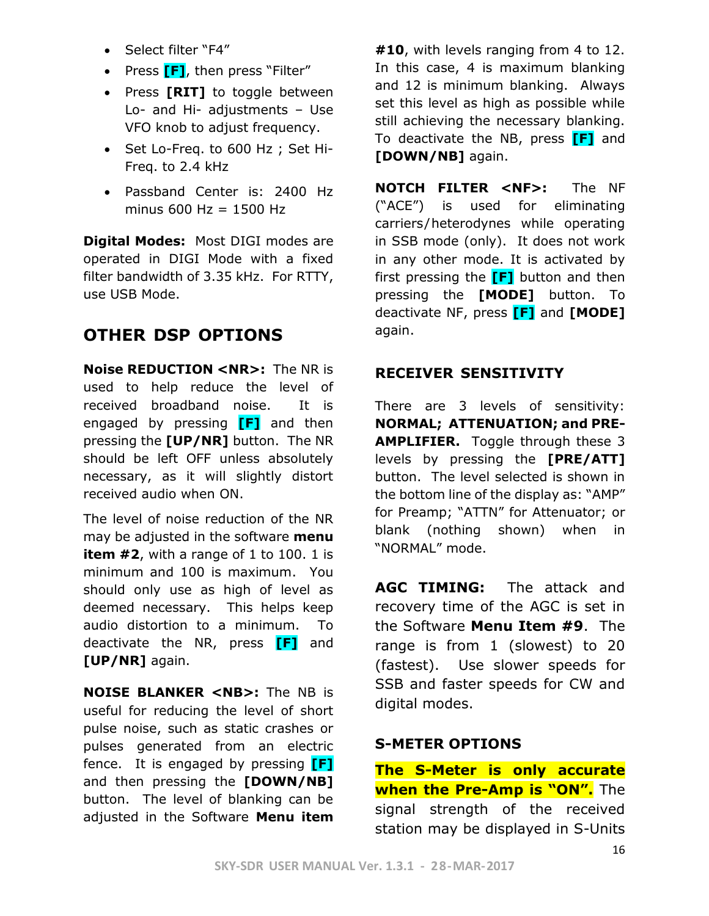- Select filter "F4"
- Press **[F]**, then press "Filter"
- Press **[RIT]** to toggle between Lo- and Hi- adjustments – Use VFO knob to adjust frequency.
- Set Lo-Freq. to 600 Hz ; Set Hi-Freq. to 2.4 kHz
- Passband Center is: 2400 Hz minus 600 Hz = 1500 Hz

**Digital Modes:** Most DIGI modes are operated in DIGI Mode with a fixed filter bandwidth of 3.35 kHz. For RTTY, use USB Mode.

## OTHER DSP OPTIONS

**Noise REDUCTION <NR>:** The NR is used to help reduce the level of received broadband noise. It is engaged by pressing **[F]** and then pressing the **[UP/NR]** button. The NR should be left OFF unless absolutely necessary, as it will slightly distort received audio when ON.

The level of noise reduction of the NR may be adjusted in the software **menu item #2**, with a range of 1 to 100. 1 is minimum and 100 is maximum. You should only use as high of level as deemed necessary. This helps keep audio distortion to a minimum. To deactivate the NR, press **[F]** and **[UP/NR]** again.

**NOISE BLANKER <NB>:** The NB is useful for reducing the level of short pulse noise, such as static crashes or pulses generated from an electric fence. It is engaged by pressing **[F]** and then pressing the **[DOWN/NB]** button. The level of blanking can be adjusted in the Software **Menu item #10**, with levels ranging from 4 to 12. In this case, 4 is maximum blanking and 12 is minimum blanking. Always set this level as high as possible while still achieving the necessary blanking. To deactivate the NB, press **[F]** and **[DOWN/NB]** again.

**NOTCH FILTER <NF>:** The NF ("ACE") is used for eliminating carriers/heterodynes while operating in SSB mode (only). It does not work in any other mode. It is activated by first pressing the **[F]** button and then pressing the **[MODE]** button. To deactivate NF, press **[F]** and **[MODE]** again.

### RECEIVER SENSITIVITY

There are 3 levels of sensitivity: **NORMAL; ATTENUATION; and PRE-AMPLIFIER.** Toggle through these 3 levels by pressing the **[PRE/ATT]** button. The level selected is shown in the bottom line of the display as: "AMP" for Preamp; "ATTN" for Attenuator; or blank (nothing shown) when in "NORMAL" mode.

**AGC TIMING:** The attack and recovery time of the AGC is set in the Software **Menu Item #9**. The range is from 1 (slowest) to 20 (fastest). Use slower speeds for SSB and faster speeds for CW and digital modes.

### S-METER OPTIONS

**The S-Meter is only accurate when the Pre-Amp is "ON".** The signal strength of the received station may be displayed in S-Units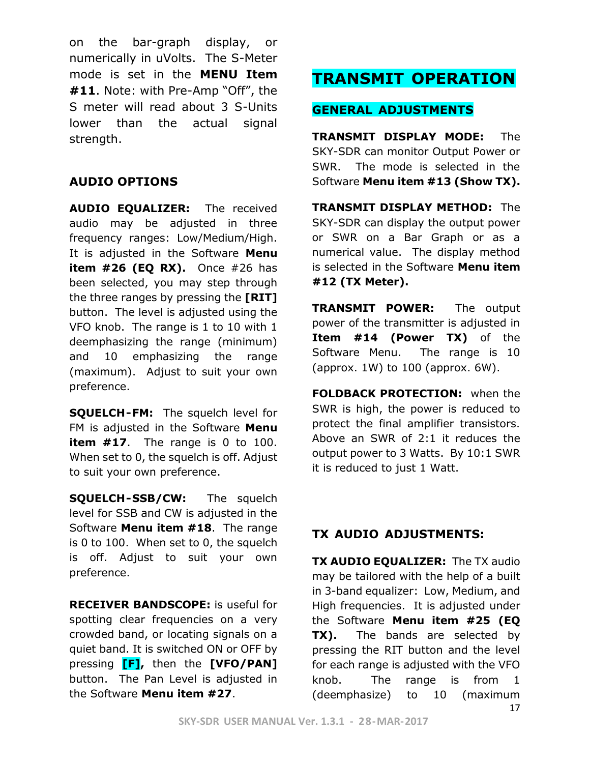on the bar-graph display, or numerically in uVolts. The S-Meter mode is set in the **MENU Item #11**. Note: with Pre-Amp "Off", the S meter will read about 3 S-Units lower than the actual signal strength.

### AUDIO OPTIONS

**AUDIO EQUALIZER:** The received audio may be adjusted in three frequency ranges: Low/Medium/High. It is adjusted in the Software **Menu item #26 (EQ RX).** Once #26 has been selected, you may step through the three ranges by pressing the **[RIT]** button. The level is adjusted using the VFO knob. The range is 1 to 10 with 1 deemphasizing the range (minimum) and 10 emphasizing the range (maximum). Adjust to suit your own preference.

**SQUELCH-FM:** The squelch level for FM is adjusted in the Software **Menu item #17**. The range is 0 to 100. When set to 0, the squelch is off. Adjust to suit your own preference.

**SQUELCH-SSB/CW:** The squelch level for SSB and CW is adjusted in the Software **Menu item #18**. The range is 0 to 100. When set to 0, the squelch is off. Adjust to suit your own preference.

**RECEIVER BANDSCOPE:** is useful for spotting clear frequencies on a very crowded band, or locating signals on a quiet band. It is switched ON or OFF by pressing **[F],** then the **[VFO/PAN]** button. The Pan Level is adjusted in the Software **Menu item #27**.

# TRANSMIT OPERATION

## GENERAL ADJUSTMENTS

**TRANSMIT DISPLAY MODE:** The SKY-SDR can monitor Output Power or SWR. The mode is selected in the Software **Menu item #13 (Show TX).**

**TRANSMIT DISPLAY METHOD:** The SKY-SDR can display the output power or SWR on a Bar Graph or as a numerical value. The display method is selected in the Software **Menu item #12 (TX Meter).**

**TRANSMIT POWER:** The output power of the transmitter is adjusted in **Item #14 (Power TX)** of the Software Menu. The range is 10 (approx. 1W) to 100 (approx. 6W).

**FOLDBACK PROTECTION:** when the SWR is high, the power is reduced to protect the final amplifier transistors. Above an SWR of 2:1 it reduces the output power to 3 Watts. By 10:1 SWR it is reduced to just 1 Watt.

### TX AUDIO ADJUSTMENTS:

**TX AUDIO EQUALIZER:** The TX audio may be tailored with the help of a built in 3-band equalizer: Low, Medium, and High frequencies. It is adjusted under the Software **Menu item #25 (EQ TX).** The bands are selected by pressing the RIT button and the level for each range is adjusted with the VFO knob. The range is from 1 (deemphasize) to 10 (maximum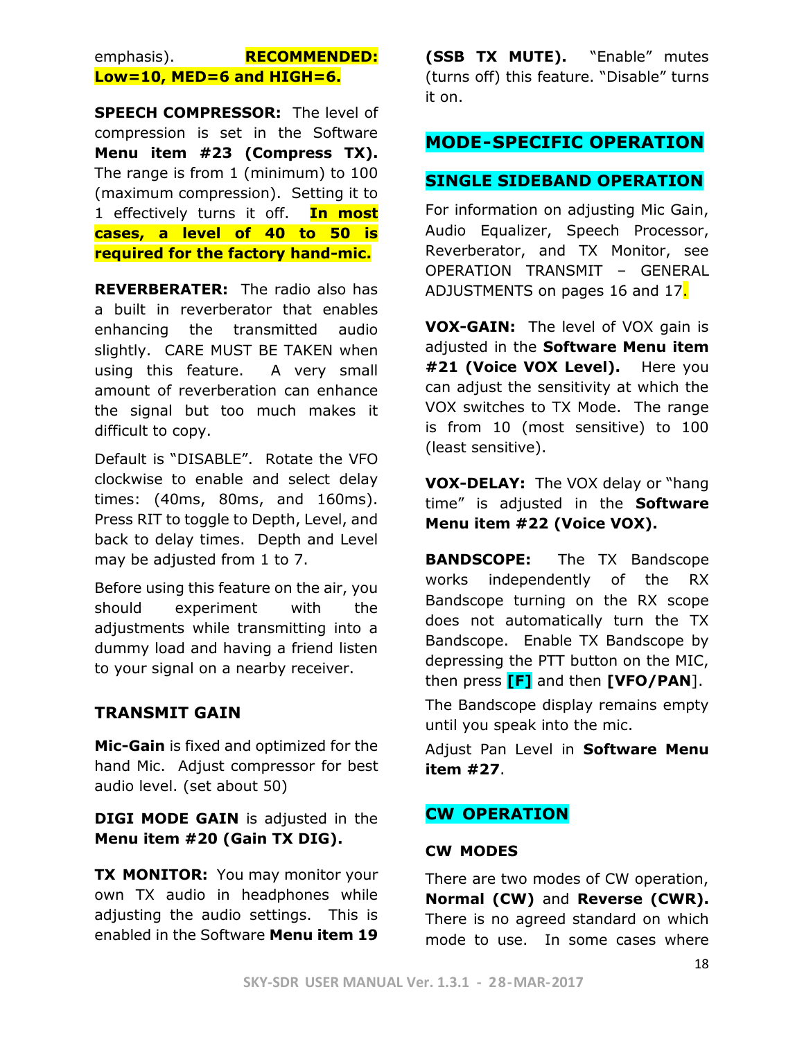emphasis). **RECOMMENDED: Low=10, MED=6 and HIGH=6.**

**SPEECH COMPRESSOR:** The level of compression is set in the Software **Menu item #23 (Compress TX).** The range is from 1 (minimum) to 100 (maximum compression). Setting it to 1 effectively turns it off. **In most cases, a level of 40 to 50 is required for the factory hand-mic.**

**REVERBERATER:** The radio also has a built in reverberator that enables enhancing the transmitted audio slightly. CARE MUST BE TAKEN when using this feature. A very small amount of reverberation can enhance the signal but too much makes it difficult to copy.

Default is “DISABLE”. Rotate the VFO clockwise to enable and select delay times: (40ms, 80ms, and 160ms). Press RIT to toggle to Depth, Level, and back to delay times. Depth and Level may be adjusted from 1 to 7.

Before using this feature on the air, you should experiment with the adjustments while transmitting into a dummy load and having a friend listen to your signal on a nearby receiver.

### TRANSMIT GAIN

**Mic-Gain** is fixed and optimized for the hand Mic. Adjust compressor for best audio level. (set about 50)

**DIGI MODE GAIN** is adjusted in the **Menu item #20 (Gain TX DIG).**

**TX MONITOR:** You may monitor your own TX audio in headphones while adjusting the audio settings. This is enabled in the Software **Menu item 19 (SSB TX MUTE).** “Enable” mutes (turns off) this feature. “Disable” turns it on.

## MODE-SPECIFIC OPERATION

### SINGLE SIDEBAND OPERATION

For information on adjusting Mic Gain, Audio Equalizer, Speech Processor, Reverberator, and TX Monitor, see OPERATION TRANSMIT – GENERAL ADJUSTMENTS on pages 16 and 17.

**VOX-GAIN:** The level of VOX gain is adjusted in the **Software Menu item #21 (Voice VOX Level).** Here you can adjust the sensitivity at which the VOX switches to TX Mode. The range is from 10 (most sensitive) to 100 (least sensitive).

**VOX-DELAY:** The VOX delay or “hang time” is adjusted in the **Software Menu item #22 (Voice VOX).**

**BANDSCOPE:** The TX Bandscope works independently of the RX Bandscope turning on the RX scope does not automatically turn the TX Bandscope. Enable TX Bandscope by depressing the PTT button on the MIC, then press **[F]** and then **[VFO/PAN**].

The Bandscope display remains empty until you speak into the mic.

Adjust Pan Level in **Software Menu item #27**.

### CW OPERATION

#### CW MODES

There are two modes of CW operation, **Normal (CW)** and **Reverse (CWR).** There is no agreed standard on which mode to use. In some cases where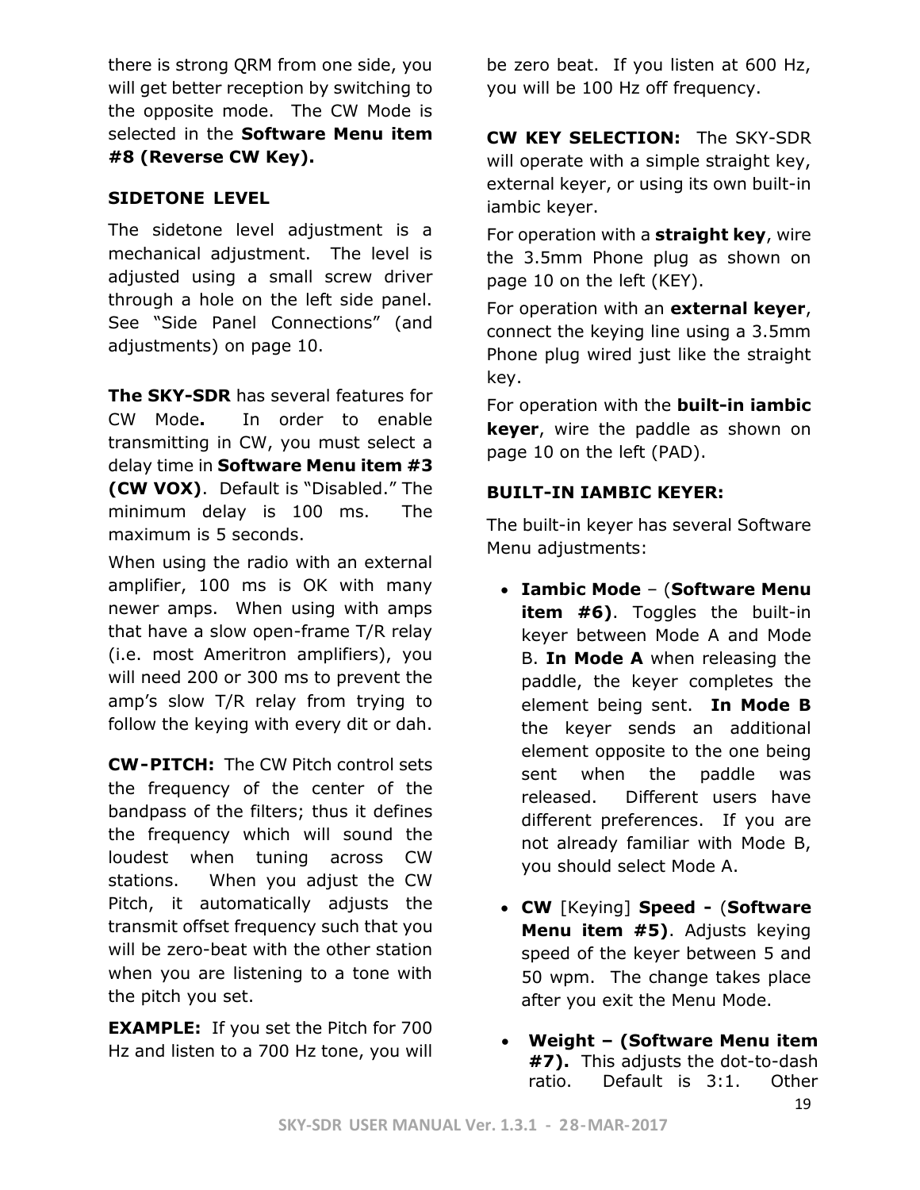there is strong QRM from one side, you will get better reception by switching to the opposite mode. The CW Mode is selected in the **Software Menu item #8 (Reverse CW Key).**

### SIDETONE LEVEL

The sidetone level adjustment is a mechanical adjustment. The level is adjusted using a small screw driver through a hole on the left side panel. See "Side Panel Connections" (and adjustments) on page 10.

**The SKY-SDR** has several features for CW Mode**.** In order to enable transmitting in CW, you must select a delay time in **Software Menu item #3 (CW VOX)**. Default is "Disabled." The minimum delay is 100 ms. The maximum is 5 seconds.

When using the radio with an external amplifier, 100 ms is OK with many newer amps. When using with amps that have a slow open-frame T/R relay (i.e. most Ameritron amplifiers), you will need 200 or 300 ms to prevent the amp's slow T/R relay from trying to follow the keying with every dit or dah.

**CW-PITCH:** The CW Pitch control sets the frequency of the center of the bandpass of the filters; thus it defines the frequency which will sound the loudest when tuning across CW stations. When you adjust the CW Pitch, it automatically adjusts the transmit offset frequency such that you will be zero-beat with the other station when you are listening to a tone with the pitch you set.

**EXAMPLE:** If you set the Pitch for 700 Hz and listen to a 700 Hz tone, you will be zero beat. If you listen at 600 Hz, you will be 100 Hz off frequency.

**CW KEY SELECTION:** The SKY-SDR will operate with a simple straight key, external keyer, or using its own built-in iambic keyer.

For operation with a **straight key**, wire the 3.5mm Phone plug as shown on page 10 on the left (KEY).

For operation with an **external keyer**, connect the keying line using a 3.5mm Phone plug wired just like the straight key.

For operation with the **built-in iambic keyer**, wire the paddle as shown on page 10 on the left (PAD).

### BUILT-IN IAMBIC KEYER:

The built-in keyer has several Software Menu adjustments:

- **Iambic Mode** – (**Software Menu item #6)**. Toggles the built-in keyer between Mode A and Mode B. **In Mode A** when releasing the paddle, the keyer completes the element being sent. **In Mode B** the keyer sends an additional element opposite to the one being sent when the paddle was released. Different users have different preferences. If you are not already familiar with Mode B, you should select Mode A.
- **CW** [Keying] **Speed -** (**Software Menu item #5)**. Adjusts keying speed of the keyer between 5 and 50 wpm. The change takes place after you exit the Menu Mode.
- **Weight – (Software Menu item #7).** This adjusts the dot-to-dash ratio. Default is 3:1. Other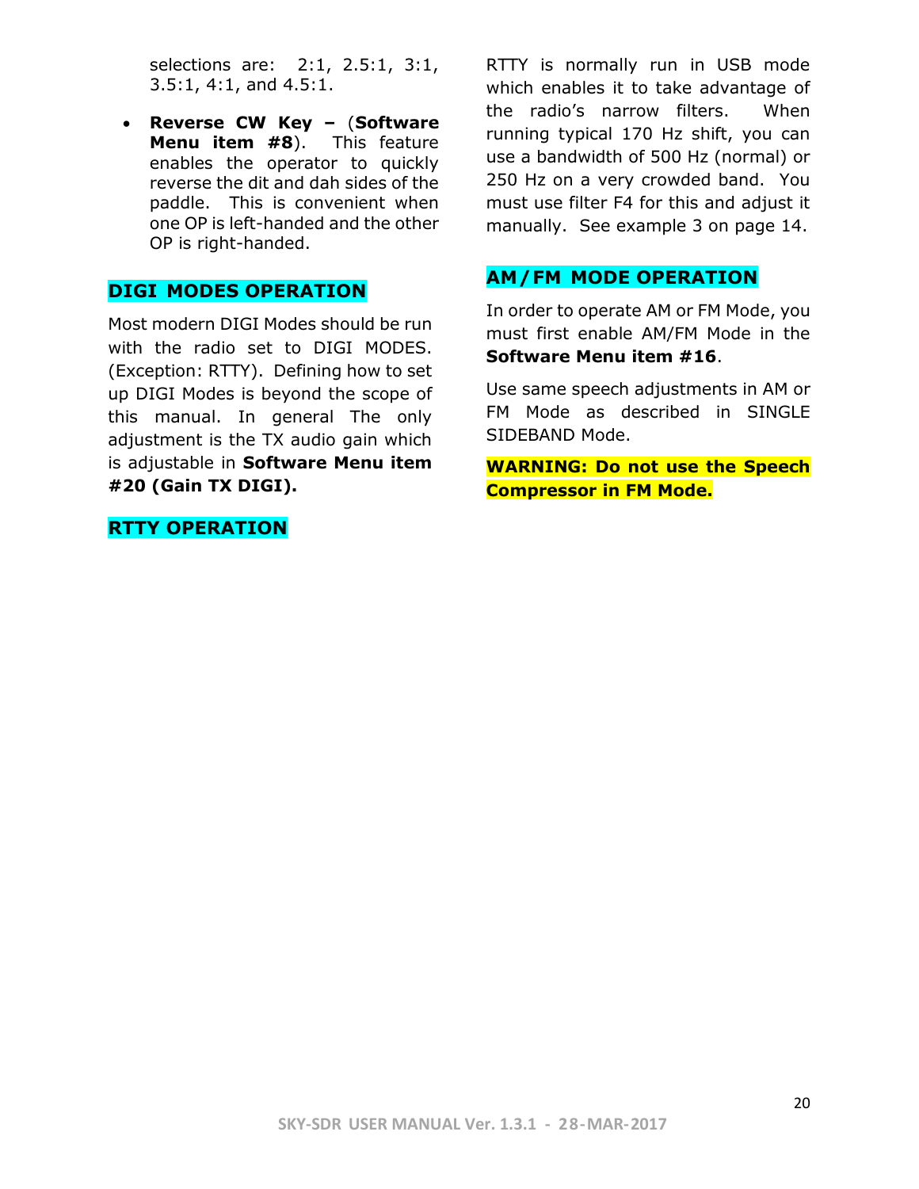selections are: 2:1, 2.5:1, 3:1, 3.5:1, 4:1, and 4.5:1.

- **Reverse CW Key –** (**Software Menu item #8**). This feature enables the operator to quickly reverse the dit and dah sides of the paddle. This is convenient when one OP is left-handed and the other OP is right-handed.

## DIGI MODES OPERATION

Most modern DIGI Modes should be run with the radio set to DIGI MODES. (Exception: RTTY). Defining how to set up DIGI Modes is beyond the scope of this manual. In general The only adjustment is the TX audio gain which is adjustable in **Software Menu item #20 (Gain TX DIGI).**

## RTTY OPERATION

RTTY is normally run in USB mode which enables it to take advantage of the radio's narrow filters. When running typical 170 Hz shift, you can use a bandwidth of 500 Hz (normal) or 250 Hz on a very crowded band. You must use filter F4 for this and adjust it manually. See example 3 on page 14.

## AM/FM MODE OPERATION

In order to operate AM or FM Mode, you must first enable AM/FM Mode in the **Software Menu item #16**.

Use same speech adjustments in AM or FM Mode as described in SINGLE SIDEBAND Mode.

**WARNING: Do not use the Speech Compressor in FM Mode.**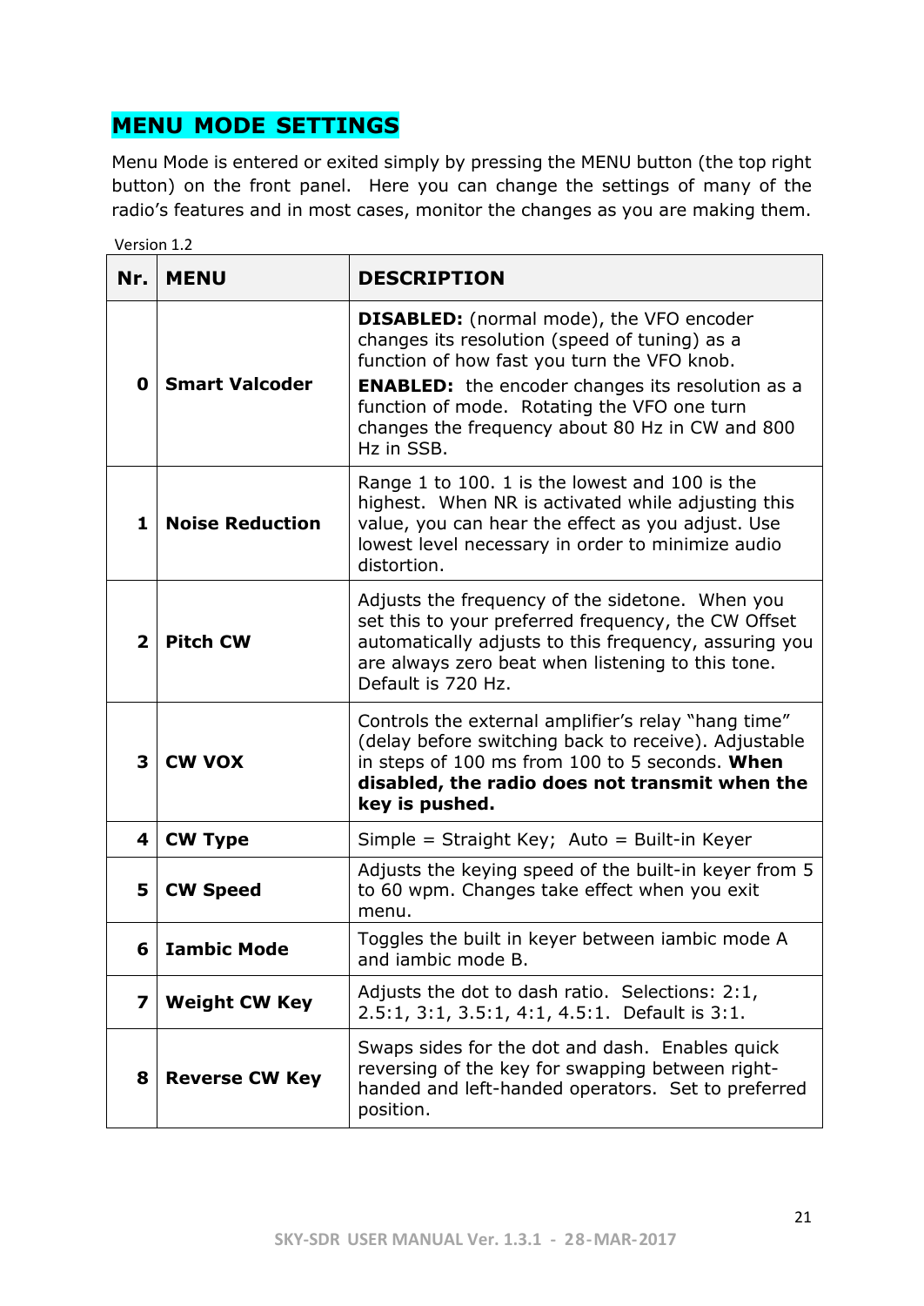## MENU MODE SETTINGS

Menu Mode is entered or exited simply by pressing the MENU button (the top right button) on the front panel. Here you can change the settings of many of the radio's features and in most cases, monitor the changes as you are making them.

Version 1.2

| Nr. | MENU | DESCRIPTION |
|---|---|---|
| 0 | **Smart Valcoder** | **DISABLED:** (normal mode), the VFO encoder changes its resolution (speed of tuning) as a function of how fast you turn the VFO knob. **ENABLED:** the encoder changes its resolution as a function of mode. Rotating the VFO one turn changes the frequency about 80 Hz in CW and 800 Hz in SSB. |
| 1 | **Noise Reduction** | Range 1 to 100. 1 is the lowest and 100 is the highest. When NR is activated while adjusting this value, you can hear the effect as you adjust. Use lowest level necessary in order to minimize audio distortion. |
| 2 | **Pitch CW** | Adjusts the frequency of the sidetone. When you set this to your preferred frequency, the CW Offset automatically adjusts to this frequency, assuring you are always zero beat when listening to this tone. Default is 720 Hz. |
| 3 | **CW VOX** | Controls the external amplifier's relay "hang time" (delay before switching back to receive). Adjustable in steps of 100 ms from 100 to 5 seconds. **When disabled, the radio does not transmit when the key is pushed.** |
| 4 | **CW Type** | Simple = Straight Key; Auto = Built-in Keyer |
| 5 | **CW Speed** | Adjusts the keying speed of the built-in keyer from 5 to 60 wpm. Changes take effect when you exit menu. |
| 6 | **Iambic Mode** | Toggles the built in keyer between iambic mode A and iambic mode B. |
| 7 | **Weight CW Key** | Adjusts the dot to dash ratio. Selections: 2:1, 2.5:1, 3:1, 3.5:1, 4:1, 4.5:1. Default is 3:1. |
| 8 | **Reverse CW Key** | Swaps sides for the dot and dash. Enables quick reversing of the key for swapping between right-handed and left-handed operators. Set to preferred position. |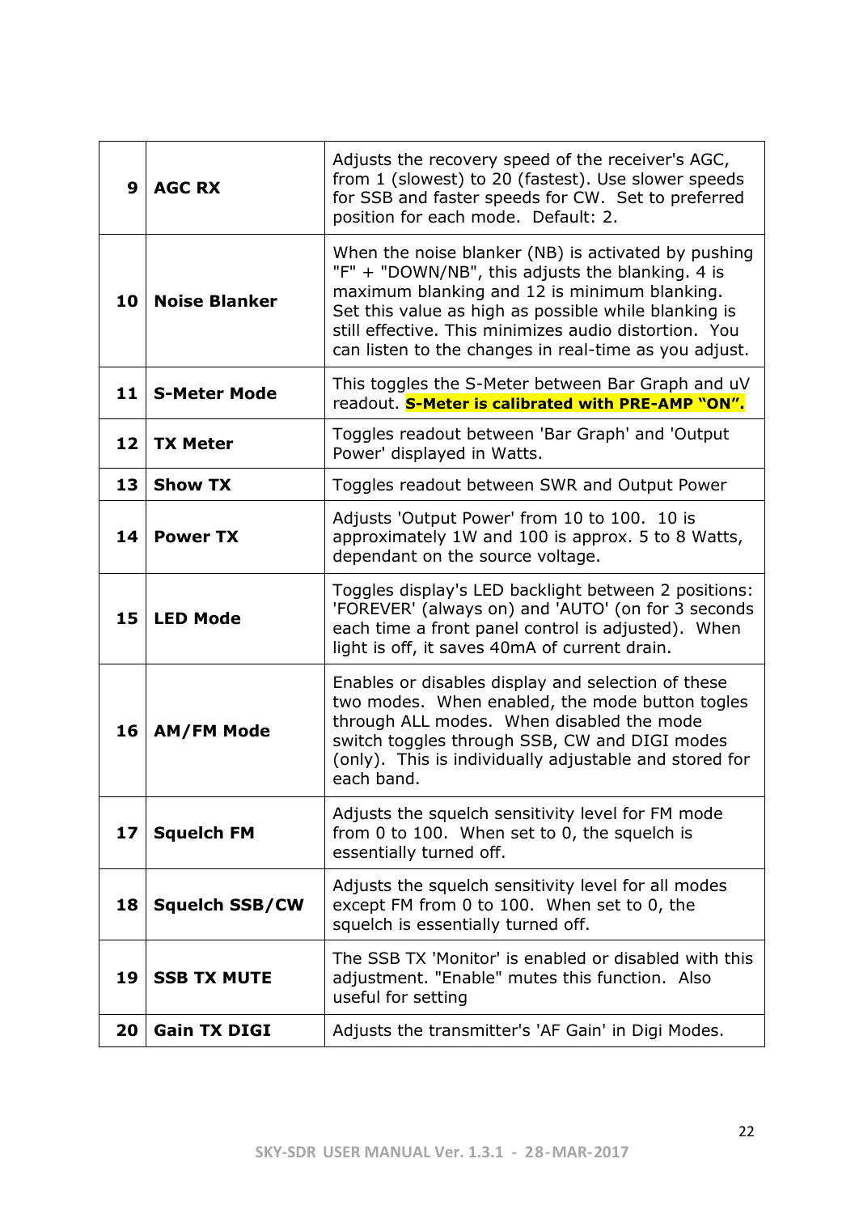| | | |
|---|---|---|
| **9** | **AGC RX** | Adjusts the recovery speed of the receiver's AGC, from 1 (slowest) to 20 (fastest). Use slower speeds for SSB and faster speeds for CW. Set to preferred position for each mode. Default: 2. |
| **10** | **Noise Blanker** | When the noise blanker (NB) is activated by pushing "F" + "DOWN/NB", this adjusts the blanking. 4 is maximum blanking and 12 is minimum blanking. Set this value as high as possible while blanking is still effective. This minimizes audio distortion. You can listen to the changes in real-time as you adjust. |
| **11** | **S-Meter Mode** | This toggles the S-Meter between Bar Graph and uV readout. **S-Meter is calibrated with PRE-AMP "ON".** |
| **12** | **TX Meter** | Toggles readout between 'Bar Graph' and 'Output Power' displayed in Watts. |
| **13** | **Show TX** | Toggles readout between SWR and Output Power |
| **14** | **Power TX** | Adjusts 'Output Power' from 10 to 100. 10 is approximately 1W and 100 is approx. 5 to 8 Watts, dependant on the source voltage. |
| **15** | **LED Mode** | Toggles display's LED backlight between 2 positions: 'FOREVER' (always on) and 'AUTO' (on for 3 seconds each time a front panel control is adjusted). When light is off, it saves 40mA of current drain. |
| **16** | **AM/FM Mode** | Enables or disables display and selection of these two modes. When enabled, the mode button togles through ALL modes. When disabled the mode switch toggles through SSB, CW and DIGI modes (only). This is individually adjustable and stored for each band. |
| **17** | **Squelch FM** | Adjusts the squelch sensitivity level for FM mode from 0 to 100. When set to 0, the squelch is essentially turned off. |
| **18** | **Squelch SSB/CW** | Adjusts the squelch sensitivity level for all modes except FM from 0 to 100. When set to 0, the squelch is essentially turned off. |
| **19** | **SSB TX MUTE** | The SSB TX 'Monitor' is enabled or disabled with this adjustment. "Enable" mutes this function. Also useful for setting |
| **20** | **Gain TX DIGI** | Adjusts the transmitter's 'AF Gain' in Digi Modes. |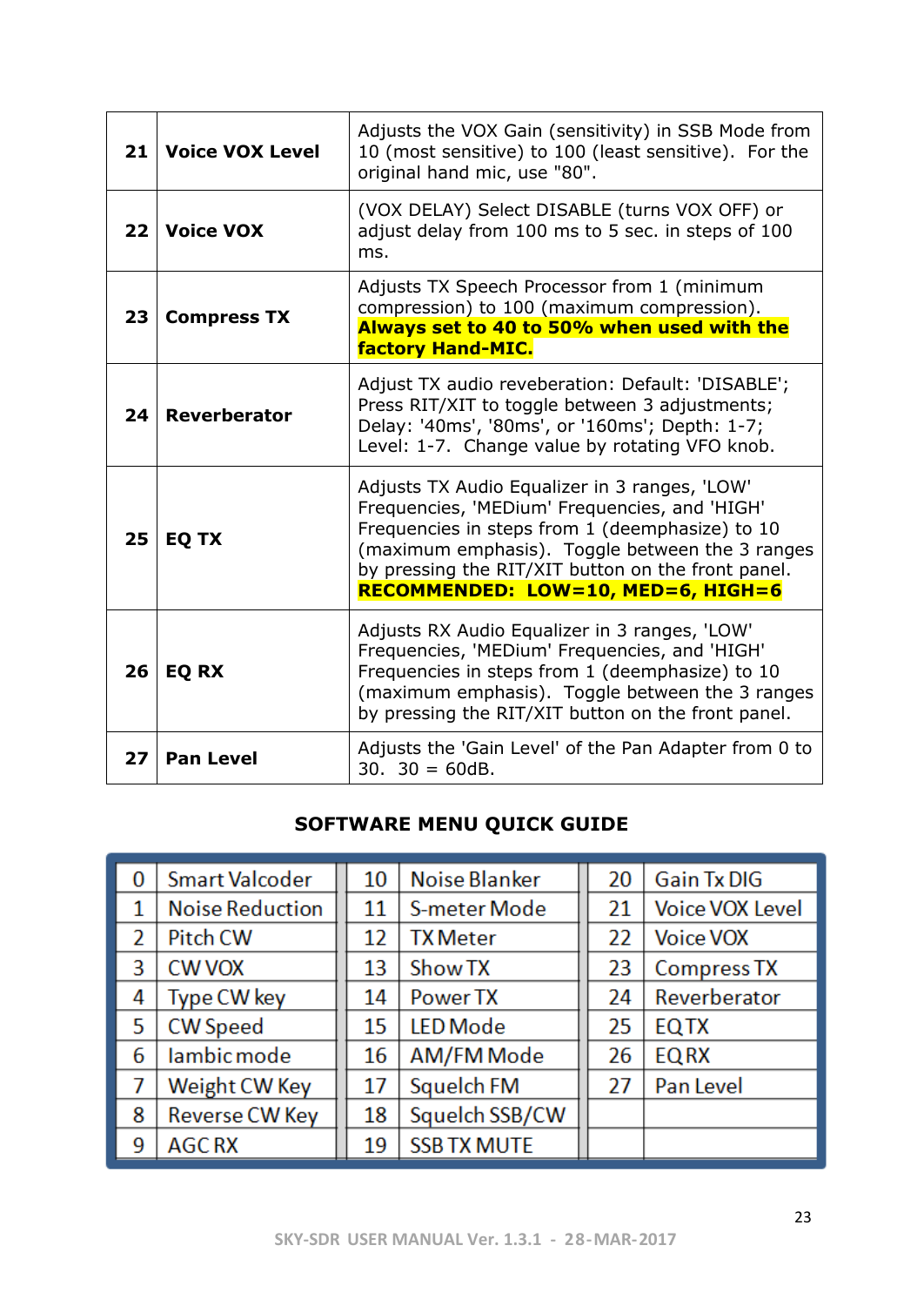| | | |
|---|---|---|
| **21** | **Voice VOX Level** | Adjusts the VOX Gain (sensitivity) in SSB Mode from 10 (most sensitive) to 100 (least sensitive). For the original hand mic, use "80". |
| **22** | **Voice VOX** | (VOX DELAY) Select DISABLE (turns VOX OFF) or adjust delay from 100 ms to 5 sec. in steps of 100 ms. |
| **23** | **Compress TX** | Adjusts TX Speech Processor from 1 (minimum compression) to 100 (maximum compression). **Always set to 40 to 50% when used with the factory Hand-MIC.** |
| **24** | **Reverberator** | Adjust TX audio reveberation: Default: 'DISABLE'; Press RIT/XIT to toggle between 3 adjustments; Delay: '40ms', '80ms', or '160ms'; Depth: 1-7; Level: 1-7. Change value by rotating VFO knob. |
| **25** | **EQ TX** | Adjusts TX Audio Equalizer in 3 ranges, 'LOW' Frequencies, 'MEDium' Frequencies, and 'HIGH' Frequencies in steps from 1 (deemphasize) to 10 (maximum emphasis). Toggle between the 3 ranges by pressing the RIT/XIT button on the front panel. **RECOMMENDED: LOW=10, MED=6, HIGH=6** |
| **26** | **EQ RX** | Adjusts RX Audio Equalizer in 3 ranges, 'LOW' Frequencies, 'MEDium' Frequencies, and 'HIGH' Frequencies in steps from 1 (deemphasize) to 10 (maximum emphasis). Toggle between the 3 ranges by pressing the RIT/XIT button on the front panel. |
| **27** | **Pan Level** | Adjusts the 'Gain Level' of the Pan Adapter from 0 to 30. 30 = 60dB. |

## SOFTWARE MENU QUICK GUIDE

| | | | | | |
|---|---|---|---|---|---|
| 0 | Smart Valcoder | 10 | Noise Blanker | 20 | Gain Tx DIG |
| 1 | Noise Reduction | 11 | S-meter Mode | 21 | Voice VOX Level |
| 2 | Pitch CW | 12 | TX Meter | 22 | Voice VOX |
| 3 | CW VOX | 13 | Show TX | 23 | Compress TX |
| 4 | Type CW key | 14 | Power TX | 24 | Reverberator |
| 5 | CW Speed | 15 | LED Mode | 25 | EQ TX |
| 6 | Iambic mode | 16 | AM/FM Mode | 26 | EQ RX |
| 7 | Weight CW Key | 17 | Squelch FM | 27 | Pan Level |
| 8 | Reverse CW Key | 18 | Squelch SSB/CW | | |
| 9 | AGC RX | 19 | SSB TX MUTE | | |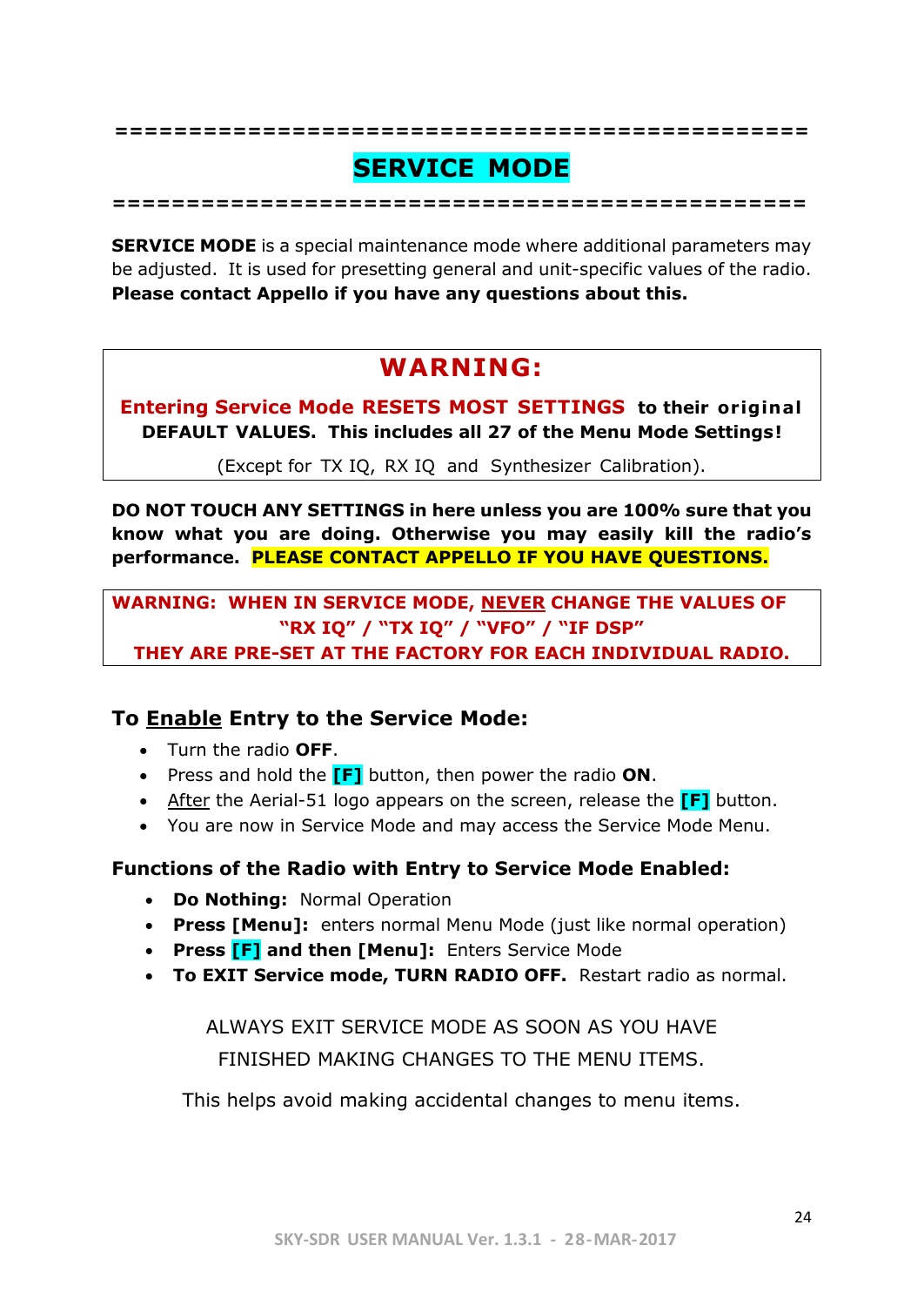# SERVICE MODE

**SERVICE MODE** is a special maintenance mode where additional parameters may be adjusted. It is used for presetting general and unit-specific values of the radio. **Please contact Appello if you have any questions about this.**

**WARNING:**

**Entering Service Mode RESETS MOST SETTINGS to their original DEFAULT VALUES. This includes all 27 of the Menu Mode Settings!**

(Except for TX IQ, RX IQ and Synthesizer Calibration).

**DO NOT TOUCH ANY SETTINGS in here unless you are 100% sure that you know what you are doing. Otherwise you may easily kill the radio's performance. PLEASE CONTACT APPELLO IF YOU HAVE QUESTIONS.**

**WARNING: WHEN IN SERVICE MODE, NEVER CHANGE THE VALUES OF "RX IQ" / "TX IQ" / "VFO" / "IF DSP" THEY ARE PRE-SET AT THE FACTORY FOR EACH INDIVIDUAL RADIO.**

### To Enable Entry to the Service Mode:

- Turn the radio **OFF**.
- Press and hold the **[F]** button, then power the radio **ON**.
- After the Aerial-51 logo appears on the screen, release the **[F]** button.
- You are now in Service Mode and may access the Service Mode Menu.

### Functions of the Radio with Entry to Service Mode Enabled:

- **Do Nothing:** Normal Operation
- **Press [Menu]:** enters normal Menu Mode (just like normal operation)
- **Press [F] and then [Menu]:** Enters Service Mode
- **To EXIT Service mode, TURN RADIO OFF.** Restart radio as normal.

ALWAYS EXIT SERVICE MODE AS SOON AS YOU HAVE FINISHED MAKING CHANGES TO THE MENU ITEMS.

This helps avoid making accidental changes to menu items.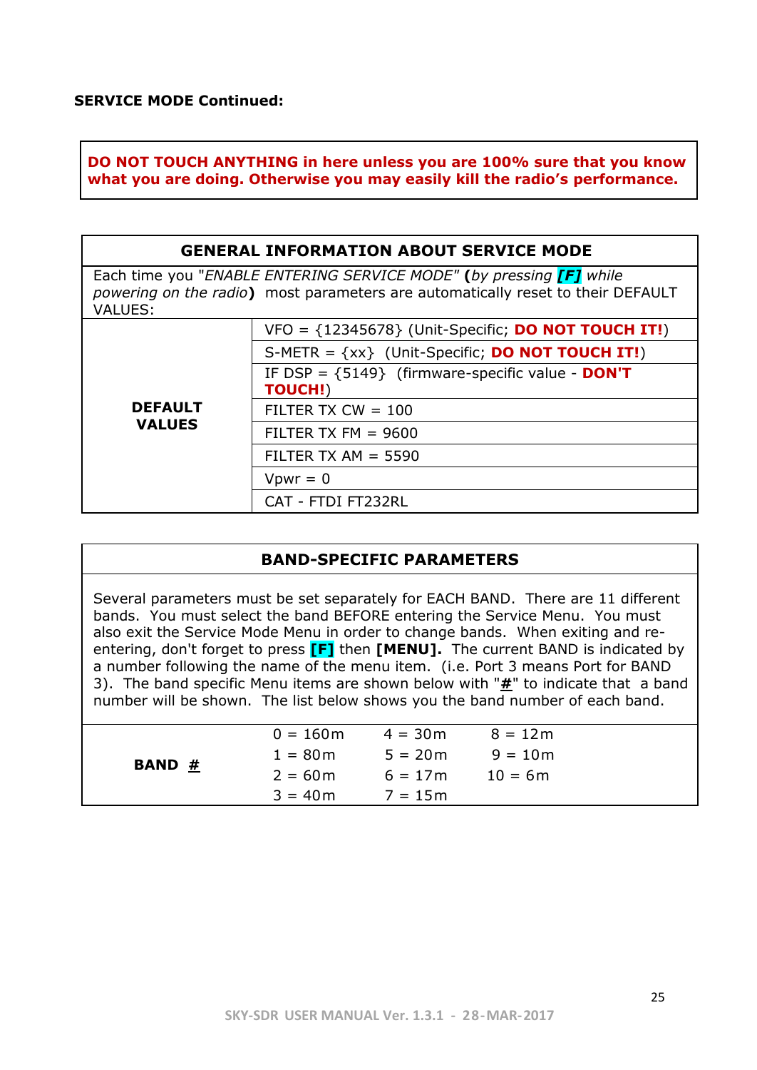**SERVICE MODE Continued:**

**DO NOT TOUCH ANYTHING in here unless you are 100% sure that you know what you are doing. Otherwise you may easily kill the radio's performance.**

| GENERAL INFORMATION ABOUT SERVICE MODE | |
|---|---|
| Each time you "*ENABLE ENTERING SERVICE MODE*" **(***by pressing* **[F]** *while powering on the radio***)** most parameters are automatically reset to their DEFAULT VALUES: | |
| **DEFAULT VALUES** | VFO = {12345678} (Unit-Specific; **DO NOT TOUCH IT!**) |
| | S-METR = {xx} (Unit-Specific; **DO NOT TOUCH IT!**) |
| | IF DSP = {5149} (firmware-specific value - **DON'T TOUCH!**) |
| | FILTER TX CW = 100 |
| | FILTER TX FM = 9600 |
| | FILTER TX AM = 5590 |
| | Vpwr = 0 |
| | CAT - FTDI FT232RL |

| BAND-SPECIFIC PARAMETERS | | | |
|---|---|---|---|
| Several parameters must be set separately for EACH BAND. There are 11 different bands. You must select the band BEFORE entering the Service Menu. You must also exit the Service Mode Menu in order to change bands. When exiting and re-entering, don't forget to press **[F]** then **[MENU].** The current BAND is indicated by a number following the name of the menu item. (i.e. Port 3 means Port for BAND 3). The band specific Menu items are shown below with "**#**" to indicate that a band number will be shown. The list below shows you the band number of each band. | | | |
| **BAND #** | 0 = 160m | 4 = 30m | 8 = 12m |
| | 1 = 80m | 5 = 20m | 9 = 10m |
| | 2 = 60m | 6 = 17m | 10 = 6m |
| | 3 = 40m | 7 = 15m | |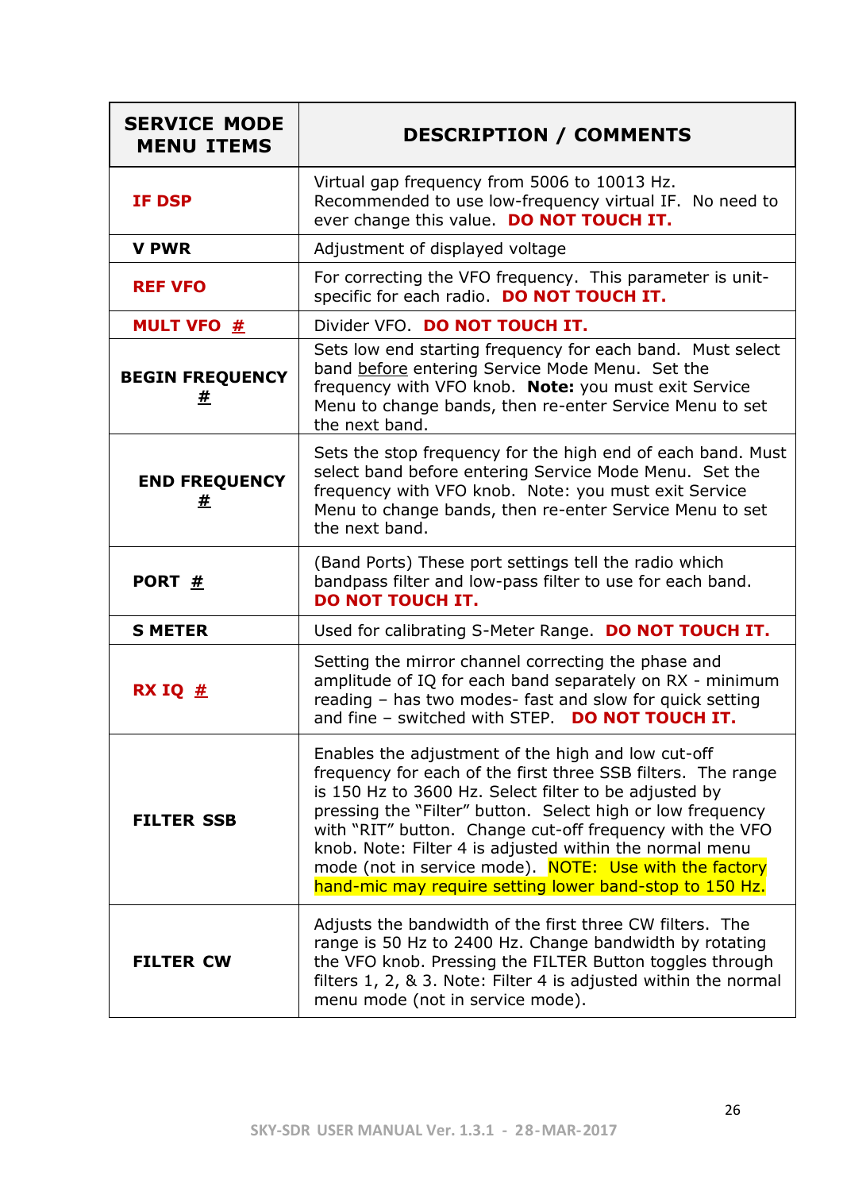| SERVICE MODE MENU ITEMS | DESCRIPTION / COMMENTS |
|---|---|
| **IF DSP** | Virtual gap frequency from 5006 to 10013 Hz. Recommended to use low-frequency virtual IF. No need to ever change this value. **DO NOT TOUCH IT.** |
| **V PWR** | Adjustment of displayed voltage |
| **REF VFO** | For correcting the VFO frequency. This parameter is unit-specific for each radio. **DO NOT TOUCH IT.** |
| **MULT VFO #** | Divider VFO. **DO NOT TOUCH IT.** |
| **BEGIN FREQUENCY #** | Sets low end starting frequency for each band. Must select band before entering Service Mode Menu. Set the frequency with VFO knob. **Note:** you must exit Service Menu to change bands, then re-enter Service Menu to set the next band. |
| **END FREQUENCY #** | Sets the stop frequency for the high end of each band. Must select band before entering Service Mode Menu. Set the frequency with VFO knob. Note: you must exit Service Menu to change bands, then re-enter Service Menu to set the next band. |
| **PORT #** | (Band Ports) These port settings tell the radio which bandpass filter and low-pass filter to use for each band. **DO NOT TOUCH IT.** |
| **S METER** | Used for calibrating S-Meter Range. **DO NOT TOUCH IT.** |
| **RX IQ #** | Setting the mirror channel correcting the phase and amplitude of IQ for each band separately on RX - minimum reading – has two modes- fast and slow for quick setting and fine – switched with STEP. **DO NOT TOUCH IT.** |
| **FILTER SSB** | Enables the adjustment of the high and low cut-off frequency for each of the first three SSB filters. The range is 150 Hz to 3600 Hz. Select filter to be adjusted by pressing the "Filter" button. Select high or low frequency with "RIT" button. Change cut-off frequency with the VFO knob. Note: Filter 4 is adjusted within the normal menu mode (not in service mode). NOTE: Use with the factory hand-mic may require setting lower band-stop to 150 Hz. |
| **FILTER CW** | Adjusts the bandwidth of the first three CW filters. The range is 50 Hz to 2400 Hz. Change bandwidth by rotating the VFO knob. Pressing the FILTER Button toggles through filters 1, 2, & 3. Note: Filter 4 is adjusted within the normal menu mode (not in service mode). |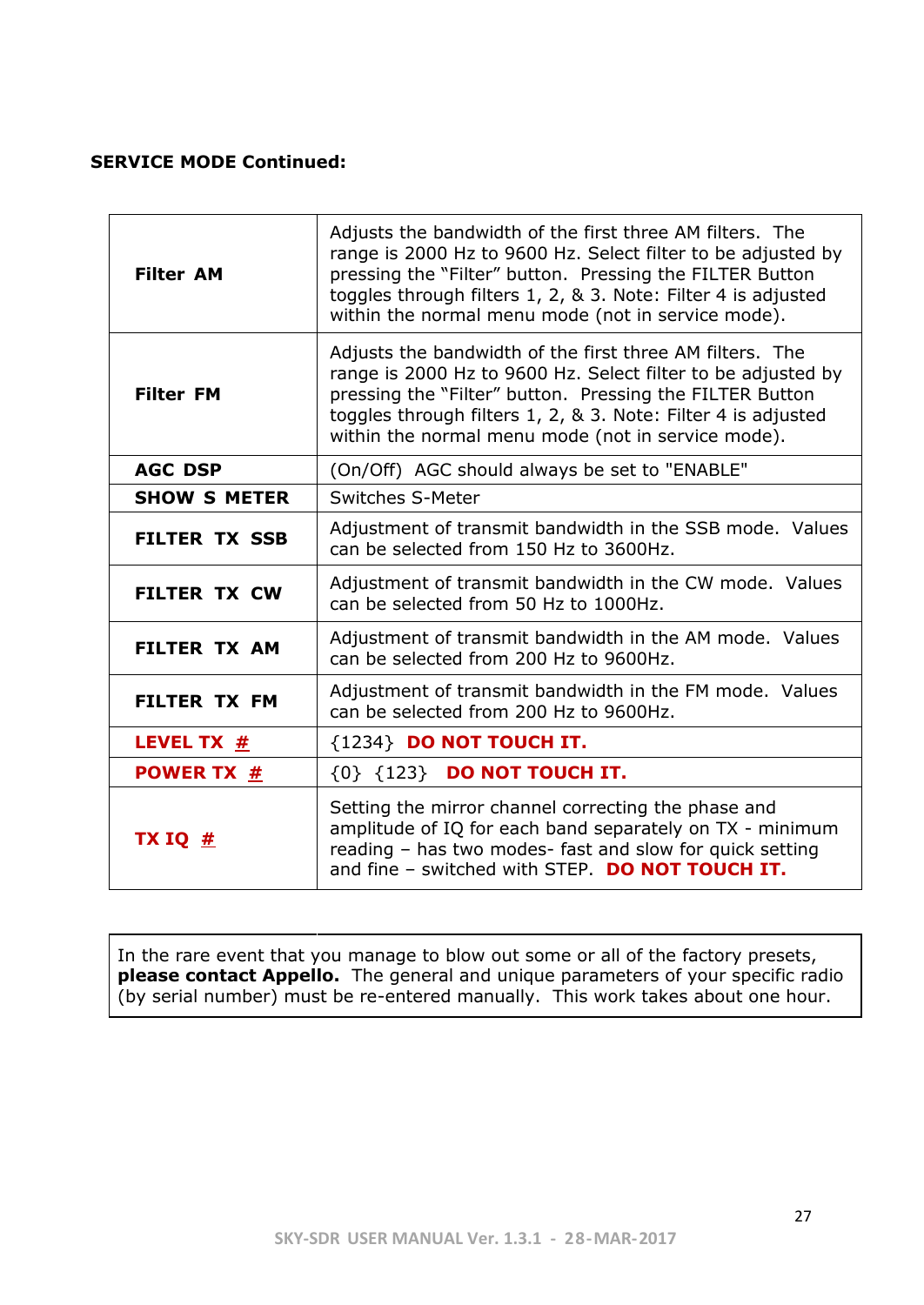**SERVICE MODE Continued:**

| | |
|---|---|
| **Filter AM** | Adjusts the bandwidth of the first three AM filters. The range is 2000 Hz to 9600 Hz. Select filter to be adjusted by pressing the "Filter" button. Pressing the FILTER Button toggles through filters 1, 2, & 3. Note: Filter 4 is adjusted within the normal menu mode (not in service mode). |
| **Filter FM** | Adjusts the bandwidth of the first three AM filters. The range is 2000 Hz to 9600 Hz. Select filter to be adjusted by pressing the "Filter" button. Pressing the FILTER Button toggles through filters 1, 2, & 3. Note: Filter 4 is adjusted within the normal menu mode (not in service mode). |
| **AGC DSP** | (On/Off) AGC should always be set to "ENABLE" |
| **SHOW S METER** | Switches S-Meter |
| **FILTER TX SSB** | Adjustment of transmit bandwidth in the SSB mode. Values can be selected from 150 Hz to 3600Hz. |
| **FILTER TX CW** | Adjustment of transmit bandwidth in the CW mode. Values can be selected from 50 Hz to 1000Hz. |
| **FILTER TX AM** | Adjustment of transmit bandwidth in the AM mode. Values can be selected from 200 Hz to 9600Hz. |
| **FILTER TX FM** | Adjustment of transmit bandwidth in the FM mode. Values can be selected from 200 Hz to 9600Hz. |
| **LEVEL TX #** | {1234} **DO NOT TOUCH IT.** |
| **POWER TX #** | {0} {123} **DO NOT TOUCH IT.** |
| **TX IQ #** | Setting the mirror channel correcting the phase and amplitude of IQ for each band separately on TX - minimum reading – has two modes- fast and slow for quick setting and fine – switched with STEP. **DO NOT TOUCH IT.** |

In the rare event that you manage to blow out some or all of the factory presets, **please contact Appello.** The general and unique parameters of your specific radio (by serial number) must be re-entered manually. This work takes about one hour.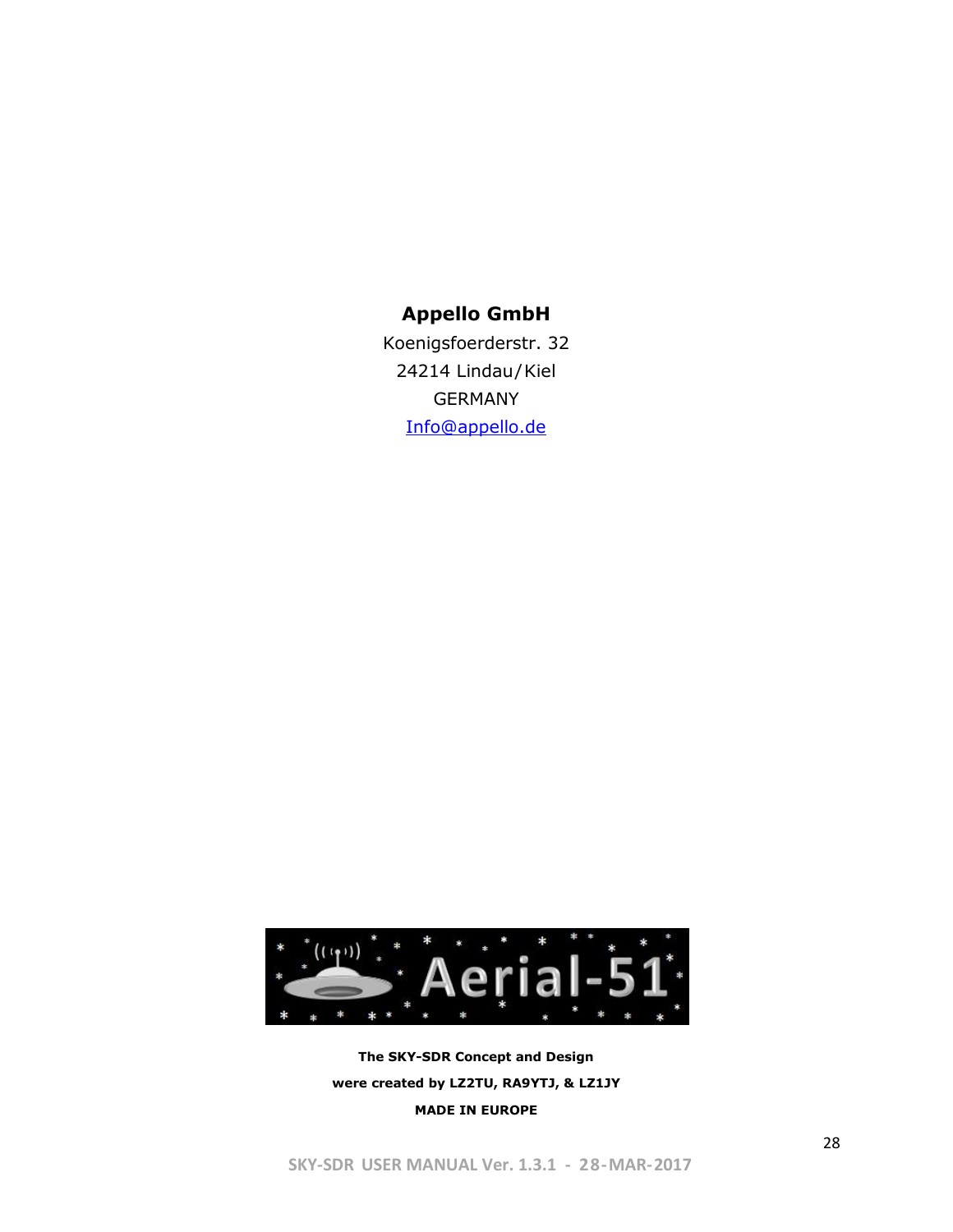**Appello GmbH**

Koenigsfoerderstr. 32

24214 Lindau/Kiel

GERMANY

Info@appello.de

**The SKY-SDR Concept and Design**

**were created by LZ2TU, RA9YTJ, & LZ1JY**

**MADE IN EUROPE**